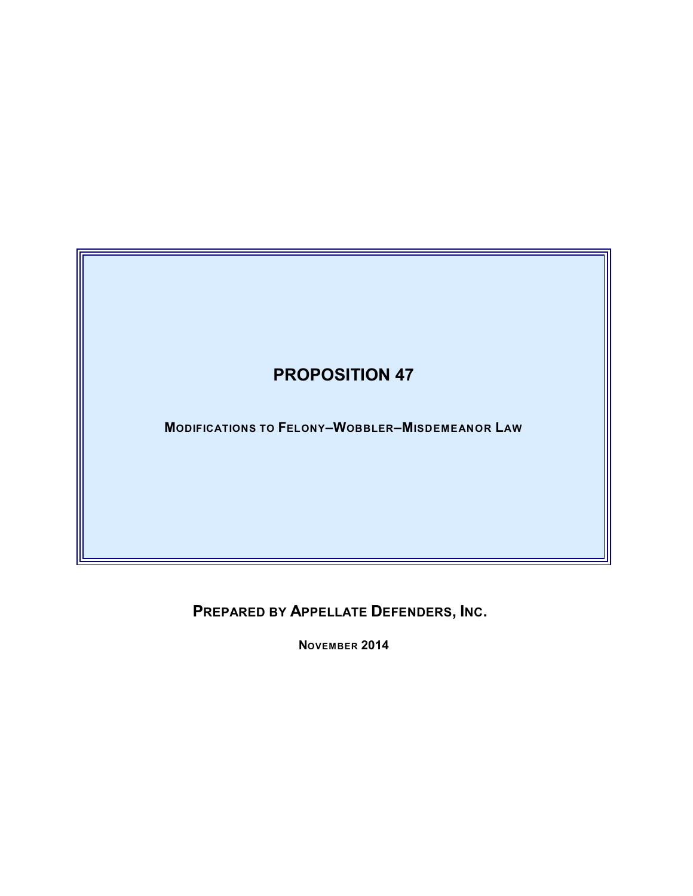# PROPOSITION 47

**MODIFICATIONS TO FELONY–WOBBLER–MISDEMEANOR LAW**

**PREPARED BY APPELLATE DEFENDERS, INC.**

**NOVEMBER 2014**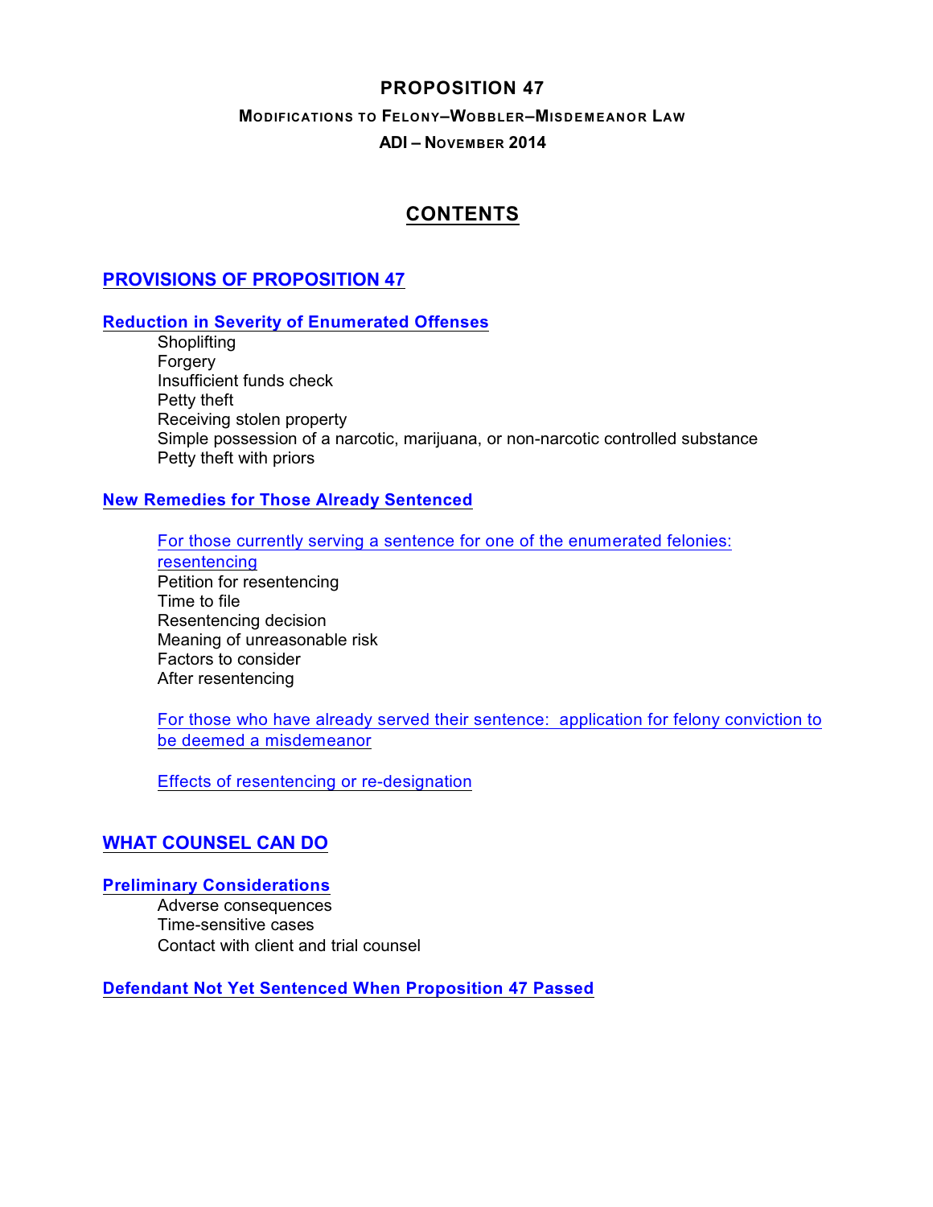# PROPOSITION 47

**MODIFICATIONS TO FELONY–WOBBLER–MISDEMEANOR LAW**

**ADI – NOVEMBER 2014**

## CONTENTS

## PROVISIONS OF PROPOSITION 47

### Reduction in Severity of Enumerated Offenses

- Shoplifting
- Forgery
- Insufficient funds check
- Petty theft
- Receiving stolen property
- Simple possession of a narcotic, marijuana, or non-narcotic controlled substance
- Petty theft with priors

### New Remedies for Those Already Sentenced

For those currently serving a sentence for one of the enumerated felonies: resentencing

- Petition for resentencing
- Time to file
- Resentencing decision
- Meaning of unreasonable risk
- Factors to consider
- After resentencing

For those who have already served their sentence: application for felony conviction to be deemed a misdemeanor

Effects of resentencing or re-designation

## WHAT COUNSEL CAN DO

### Preliminary Considerations

- Adverse consequences
- Time-sensitive cases
- Contact with client and trial counsel

### Defendant Not Yet Sentenced When Proposition 47 Passed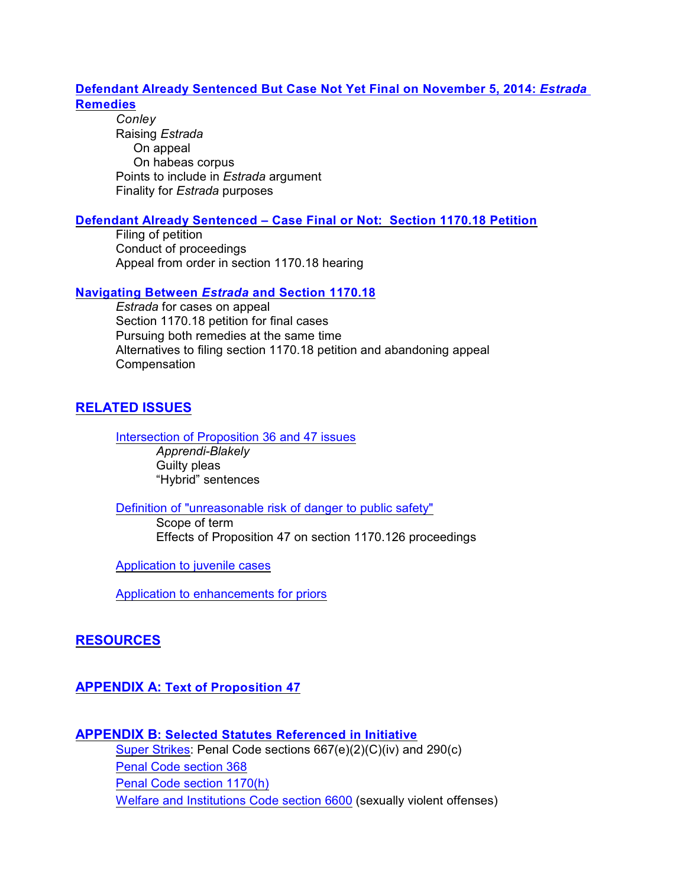**Defendant Already Sentenced But Case Not Yet Final on November 5, 2014: *Estrada* Remedies**

- *Conley*
- Raising *Estrada*
  - On appeal
  - On habeas corpus
- Points to include in *Estrada* argument
- Finality for *Estrada* purposes

**Defendant Already Sentenced – Case Final or Not: Section 1170.18 Petition**

- Filing of petition
- Conduct of proceedings
- Appeal from order in section 1170.18 hearing

**Navigating Between *Estrada* and Section 1170.18**

- *Estrada* for cases on appeal
- Section 1170.18 petition for final cases
- Pursuing both remedies at the same time
- Alternatives to filing section 1170.18 petition and abandoning appeal
- Compensation

## RELATED ISSUES

Intersection of Proposition 36 and 47 issues

- *Apprendi-Blakely*
- Guilty pleas
- "Hybrid" sentences

Definition of "unreasonable risk of danger to public safety"

- Scope of term
- Effects of Proposition 47 on section 1170.126 proceedings

Application to juvenile cases

Application to enhancements for priors

## RESOURCES

## APPENDIX A: Text of Proposition 47

## APPENDIX B: Selected Statutes Referenced in Initiative

- Super Strikes: Penal Code sections 667(e)(2)(C)(iv) and 290(c)
- Penal Code section 368
- Penal Code section 1170(h)
- Welfare and Institutions Code section 6600 (sexually violent offenses)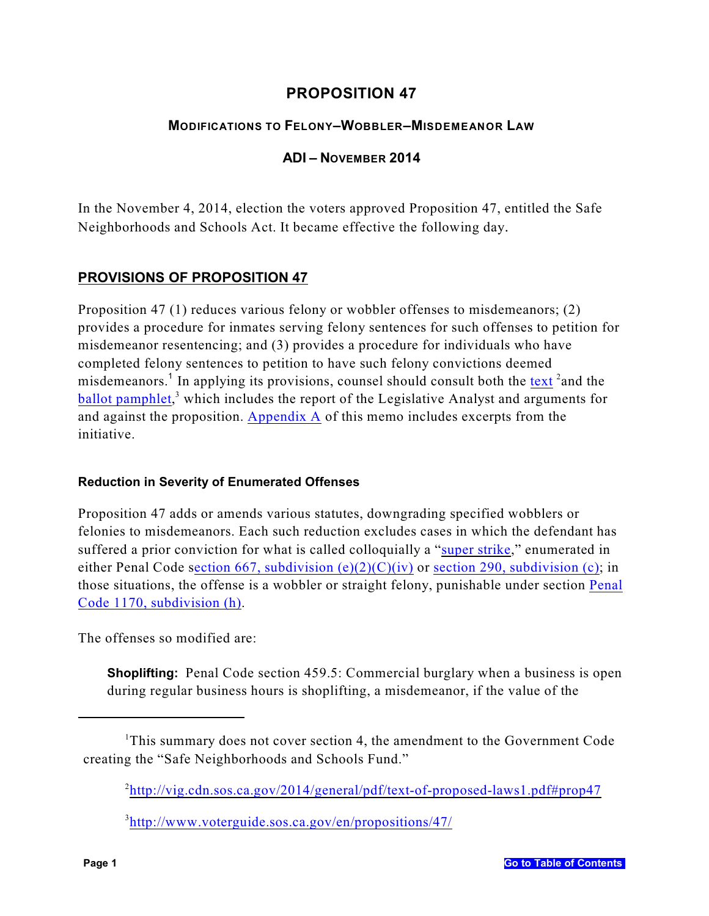# PROPOSITION 47

### MODIFICATIONS TO FELONY–WOBBLER–MISDEMEANOR LAW

### ADI – NOVEMBER 2014

In the November 4, 2014, election the voters approved Proposition 47, entitled the Safe Neighborhoods and Schools Act. It became effective the following day.

## PROVISIONS OF PROPOSITION 47

Proposition 47 (1) reduces various felony or wobbler offenses to misdemeanors; (2) provides a procedure for inmates serving felony sentences for such offenses to petition for misdemeanor resentencing; and (3) provides a procedure for individuals who have completed felony sentences to petition to have such felony convictions deemed misdemeanors.[1] In applying its provisions, counsel should consult both the text [2]and the ballot pamphlet,[3] which includes the report of the Legislative Analyst and arguments for and against the proposition. Appendix A of this memo includes excerpts from the initiative.

### Reduction in Severity of Enumerated Offenses

Proposition 47 adds or amends various statutes, downgrading specified wobblers or felonies to misdemeanors. Each such reduction excludes cases in which the defendant has suffered a prior conviction for what is called colloquially a "super strike," enumerated in either Penal Code section 667, subdivision (e)(2)(C)(iv) or section 290, subdivision (c); in those situations, the offense is a wobbler or straight felony, punishable under section Penal Code 1170, subdivision (h).

The offenses so modified are:

**Shoplifting:** Penal Code section 459.5: Commercial burglary when a business is open during regular business hours is shoplifting, a misdemeanor, if the value of the

---

[1]This summary does not cover section 4, the amendment to the Government Code creating the "Safe Neighborhoods and Schools Fund."

[2]http://vig.cdn.sos.ca.gov/2014/general/pdf/text-of-proposed-laws1.pdf#prop47

[3]http://www.voterguide.sos.ca.gov/en/propositions/47/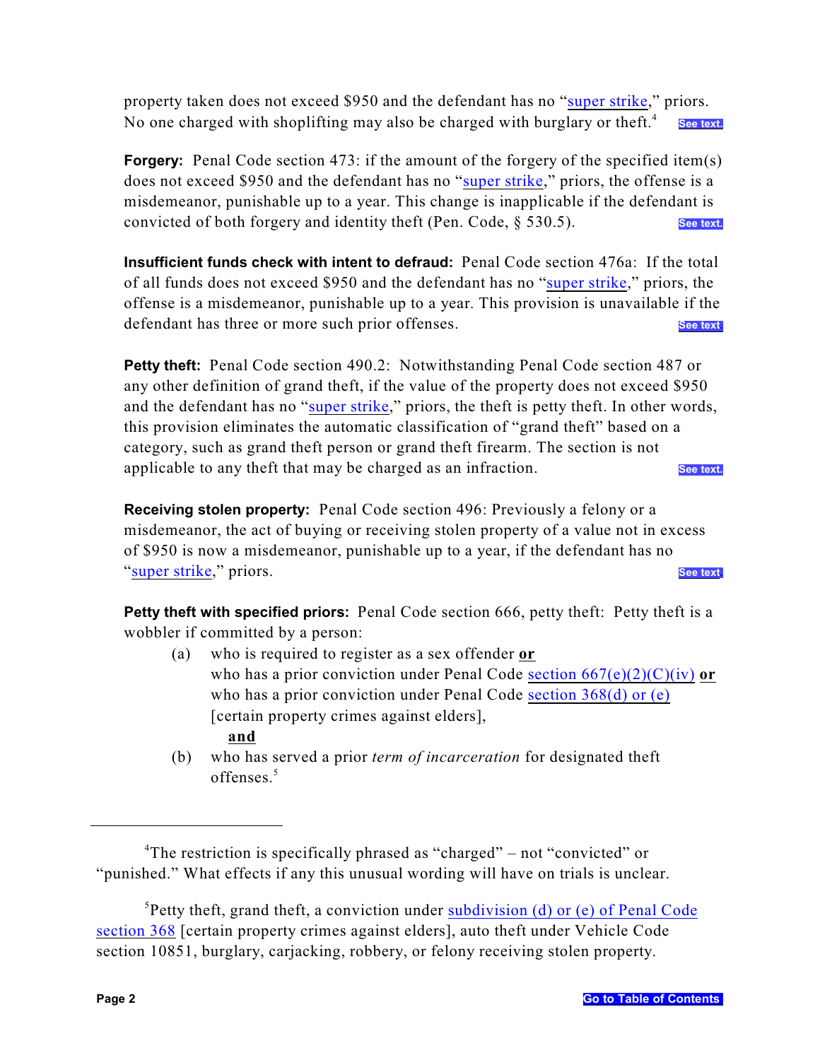property taken does not exceed $950 and the defendant has no "super strike," priors. No one charged with shoplifting may also be charged with burglary or theft.[4] See text.

**Forgery:** Penal Code section 473: if the amount of the forgery of the specified item(s) does not exceed $950 and the defendant has no "super strike," priors, the offense is a misdemeanor, punishable up to a year. This change is inapplicable if the defendant is convicted of both forgery and identity theft (Pen. Code, § 530.5). See text.

**Insufficient funds check with intent to defraud:** Penal Code section 476a: If the total of all funds does not exceed $950 and the defendant has no "super strike," priors, the offense is a misdemeanor, punishable up to a year. This provision is unavailable if the defendant has three or more such prior offenses. See text

**Petty theft:** Penal Code section 490.2: Notwithstanding Penal Code section 487 or any other definition of grand theft, if the value of the property does not exceed $950 and the defendant has no "super strike," priors, the theft is petty theft. In other words, this provision eliminates the automatic classification of "grand theft" based on a category, such as grand theft person or grand theft firearm. The section is not applicable to any theft that may be charged as an infraction. See text.

**Receiving stolen property:** Penal Code section 496: Previously a felony or a misdemeanor, the act of buying or receiving stolen property of a value not in excess of $950 is now a misdemeanor, punishable up to a year, if the defendant has no "super strike," priors. See text

**Petty theft with specified priors:** Penal Code section 666, petty theft: Petty theft is a wobbler if committed by a person:

(a) who is required to register as a sex offender **or**
who has a prior conviction under Penal Code section 667(e)(2)(C)(iv) **or**
who has a prior conviction under Penal Code section 368(d) or (e) [certain property crimes against elders],

**and**

(b) who has served a prior *term of incarceration* for designated theft offenses.[5]

---

[4] The restriction is specifically phrased as "charged" – not "convicted" or "punished." What effects if any this unusual wording will have on trials is unclear.

[5] Petty theft, grand theft, a conviction under subdivision (d) or (e) of Penal Code section 368 [certain property crimes against elders], auto theft under Vehicle Code section 10851, burglary, carjacking, robbery, or felony receiving stolen property.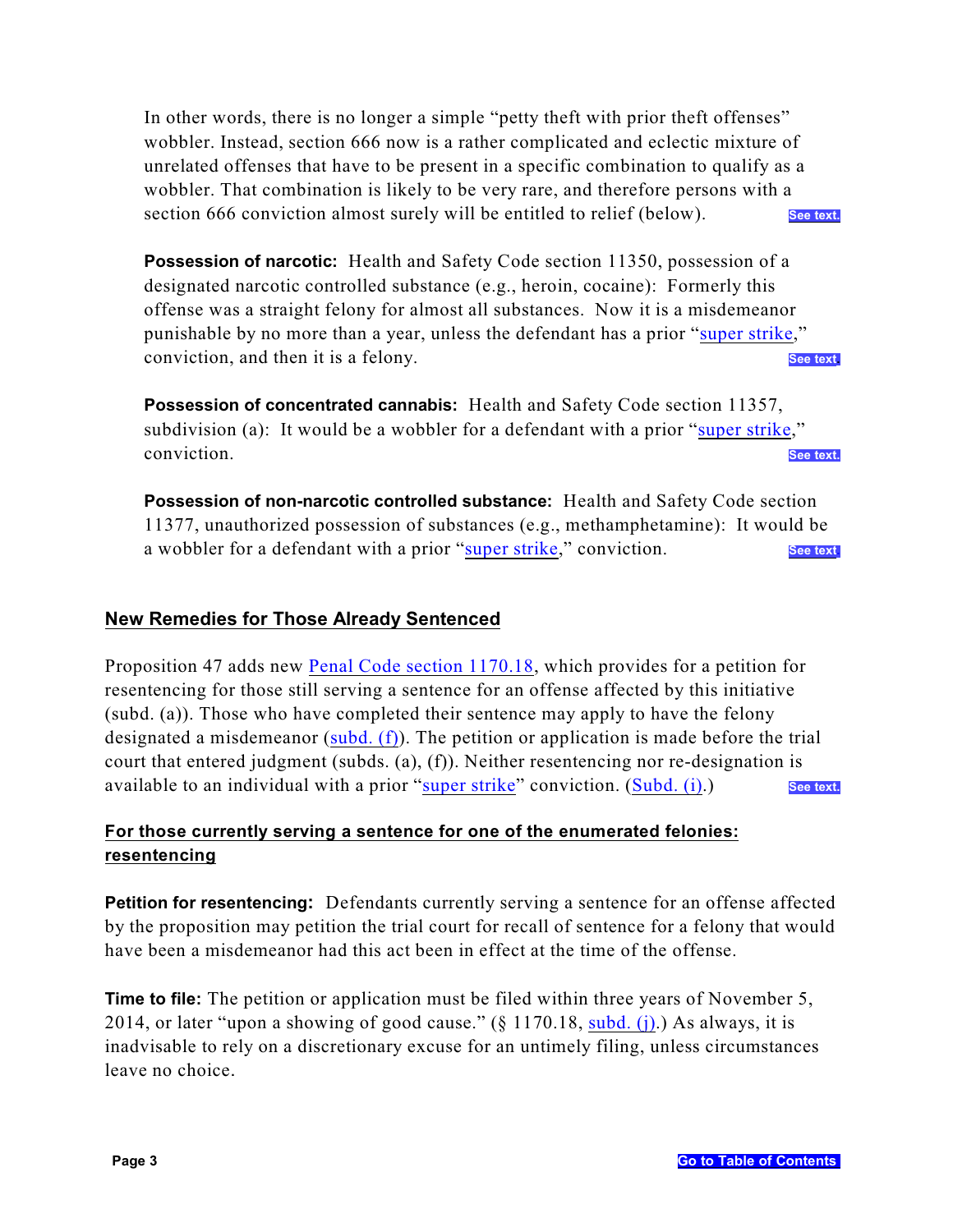In other words, there is no longer a simple "petty theft with prior theft offenses" wobbler. Instead, section 666 now is a rather complicated and eclectic mixture of unrelated offenses that have to be present in a specific combination to qualify as a wobbler. That combination is likely to be very rare, and therefore persons with a section 666 conviction almost surely will be entitled to relief (below). See text.

**Possession of narcotic:** Health and Safety Code section 11350, possession of a designated narcotic controlled substance (e.g., heroin, cocaine): Formerly this offense was a straight felony for almost all substances. Now it is a misdemeanor punishable by no more than a year, unless the defendant has a prior "super strike," conviction, and then it is a felony. See text

**Possession of concentrated cannabis:** Health and Safety Code section 11357, subdivision (a): It would be a wobbler for a defendant with a prior "super strike," conviction. See text.

**Possession of non-narcotic controlled substance:** Health and Safety Code section 11377, unauthorized possession of substances (e.g., methamphetamine): It would be a wobbler for a defendant with a prior "super strike," conviction. See text

## New Remedies for Those Already Sentenced

Proposition 47 adds new Penal Code section 1170.18, which provides for a petition for resentencing for those still serving a sentence for an offense affected by this initiative (subd. (a)). Those who have completed their sentence may apply to have the felony designated a misdemeanor (subd. (f)). The petition or application is made before the trial court that entered judgment (subds. (a), (f)). Neither resentencing nor re-designation is available to an individual with a prior "super strike" conviction. (Subd. (i).) See text.

### For those currently serving a sentence for one of the enumerated felonies: resentencing

**Petition for resentencing:** Defendants currently serving a sentence for an offense affected by the proposition may petition the trial court for recall of sentence for a felony that would have been a misdemeanor had this act been in effect at the time of the offense.

**Time to file:** The petition or application must be filed within three years of November 5, 2014, or later "upon a showing of good cause." (§ 1170.18, subd. (j).) As always, it is inadvisable to rely on a discretionary excuse for an untimely filing, unless circumstances leave no choice.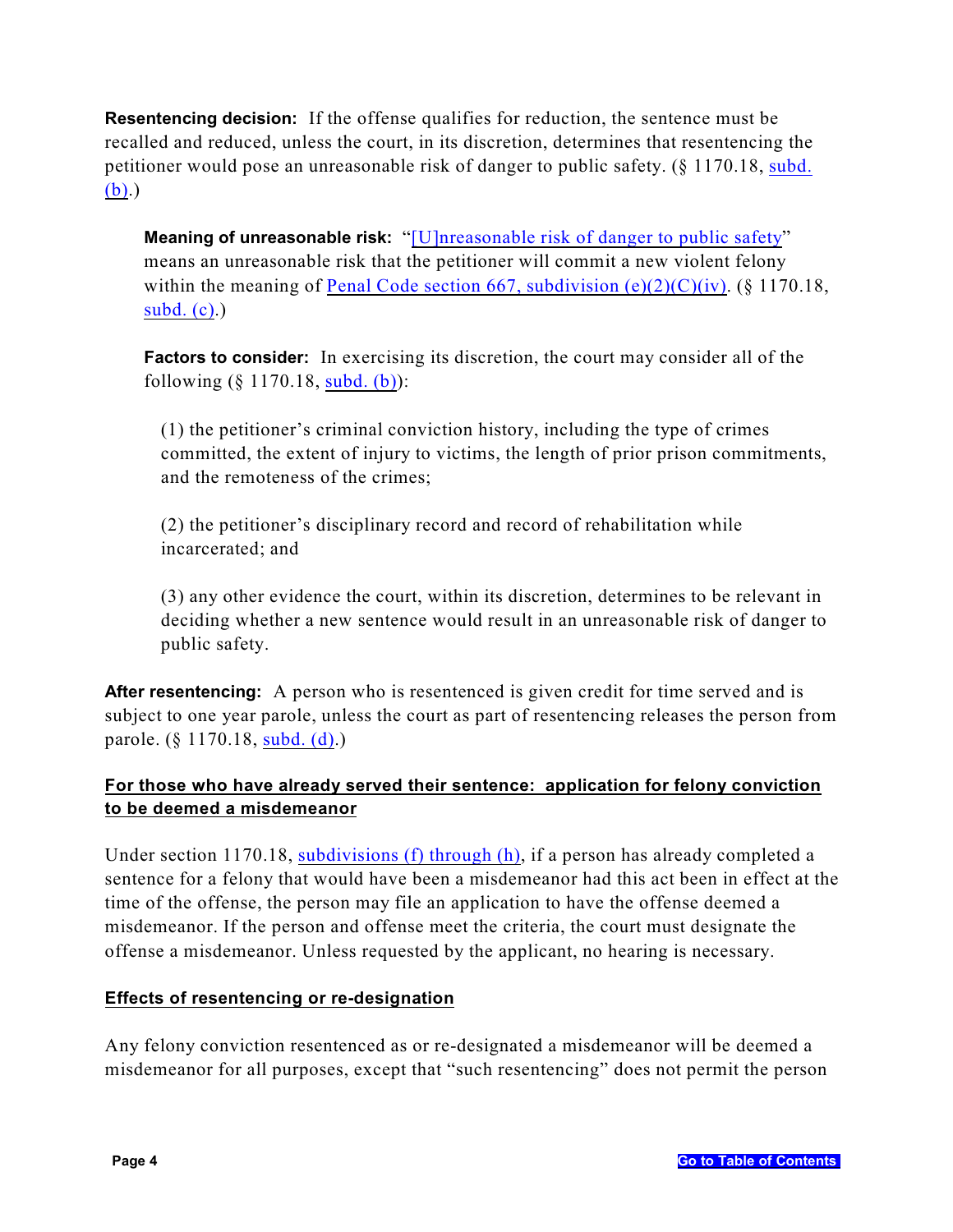**Resentencing decision:** If the offense qualifies for reduction, the sentence must be recalled and reduced, unless the court, in its discretion, determines that resentencing the petitioner would pose an unreasonable risk of danger to public safety. (§ 1170.18, subd. (b).)

> **Meaning of unreasonable risk:** "[U]nreasonable risk of danger to public safety" means an unreasonable risk that the petitioner will commit a new violent felony within the meaning of Penal Code section 667, subdivision (e)(2)(C)(iv). (§ 1170.18, subd. (c).)
>
> **Factors to consider:** In exercising its discretion, the court may consider all of the following (§ 1170.18, subd. (b)):
>
> (1) the petitioner's criminal conviction history, including the type of crimes committed, the extent of injury to victims, the length of prior prison commitments, and the remoteness of the crimes;
>
> (2) the petitioner's disciplinary record and record of rehabilitation while incarcerated; and
>
> (3) any other evidence the court, within its discretion, determines to be relevant in deciding whether a new sentence would result in an unreasonable risk of danger to public safety.

**After resentencing:** A person who is resentenced is given credit for time served and is subject to one year parole, unless the court as part of resentencing releases the person from parole. (§ 1170.18, subd. (d).)

**For those who have already served their sentence: application for felony conviction to be deemed a misdemeanor**

Under section 1170.18, subdivisions (f) through (h), if a person has already completed a sentence for a felony that would have been a misdemeanor had this act been in effect at the time of the offense, the person may file an application to have the offense deemed a misdemeanor. If the person and offense meet the criteria, the court must designate the offense a misdemeanor. Unless requested by the applicant, no hearing is necessary.

**Effects of resentencing or re-designation**

Any felony conviction resentenced as or re-designated a misdemeanor will be deemed a misdemeanor for all purposes, except that "such resentencing" does not permit the person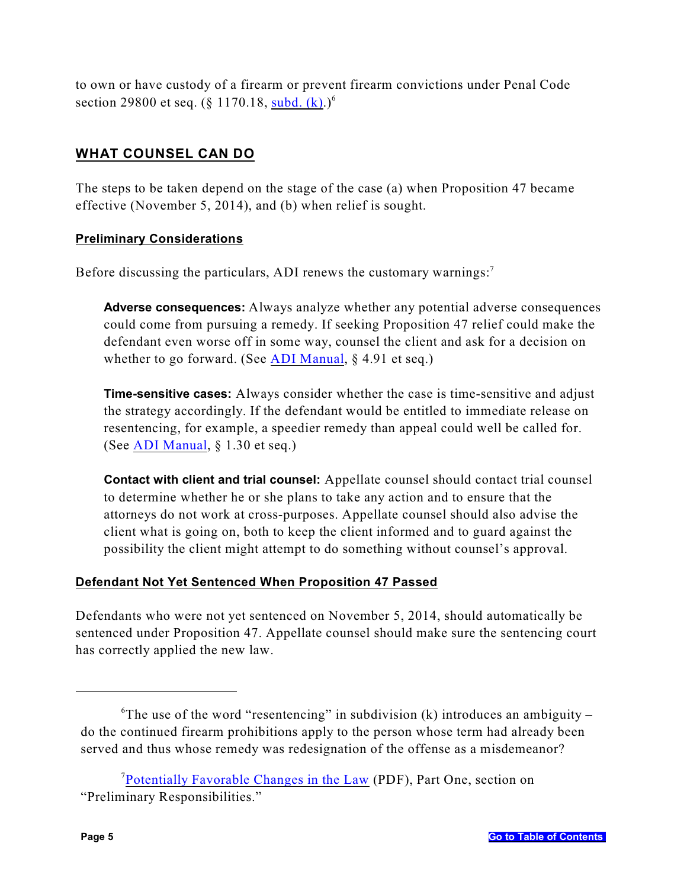to own or have custody of a firearm or prevent firearm convictions under Penal Code section 29800 et seq. (§ 1170.18, subd. (k).)[6]

## WHAT COUNSEL CAN DO

The steps to be taken depend on the stage of the case (a) when Proposition 47 became effective (November 5, 2014), and (b) when relief is sought.

### Preliminary Considerations

Before discussing the particulars, ADI renews the customary warnings:[7]

> **Adverse consequences:** Always analyze whether any potential adverse consequences could come from pursuing a remedy. If seeking Proposition 47 relief could make the defendant even worse off in some way, counsel the client and ask for a decision on whether to go forward. (See ADI Manual, § 4.91 et seq.)
>
> **Time-sensitive cases:** Always consider whether the case is time-sensitive and adjust the strategy accordingly. If the defendant would be entitled to immediate release on resentencing, for example, a speedier remedy than appeal could well be called for. (See ADI Manual, § 1.30 et seq.)
>
> **Contact with client and trial counsel:** Appellate counsel should contact trial counsel to determine whether he or she plans to take any action and to ensure that the attorneys do not work at cross-purposes. Appellate counsel should also advise the client what is going on, both to keep the client informed and to guard against the possibility the client might attempt to do something without counsel's approval.

### Defendant Not Yet Sentenced When Proposition 47 Passed

Defendants who were not yet sentenced on November 5, 2014, should automatically be sentenced under Proposition 47. Appellate counsel should make sure the sentencing court has correctly applied the new law.

---

[6] The use of the word "resentencing" in subdivision (k) introduces an ambiguity – do the continued firearm prohibitions apply to the person whose term had already been served and thus whose remedy was redesignation of the offense as a misdemeanor?

[7] Potentially Favorable Changes in the Law (PDF), Part One, section on "Preliminary Responsibilities."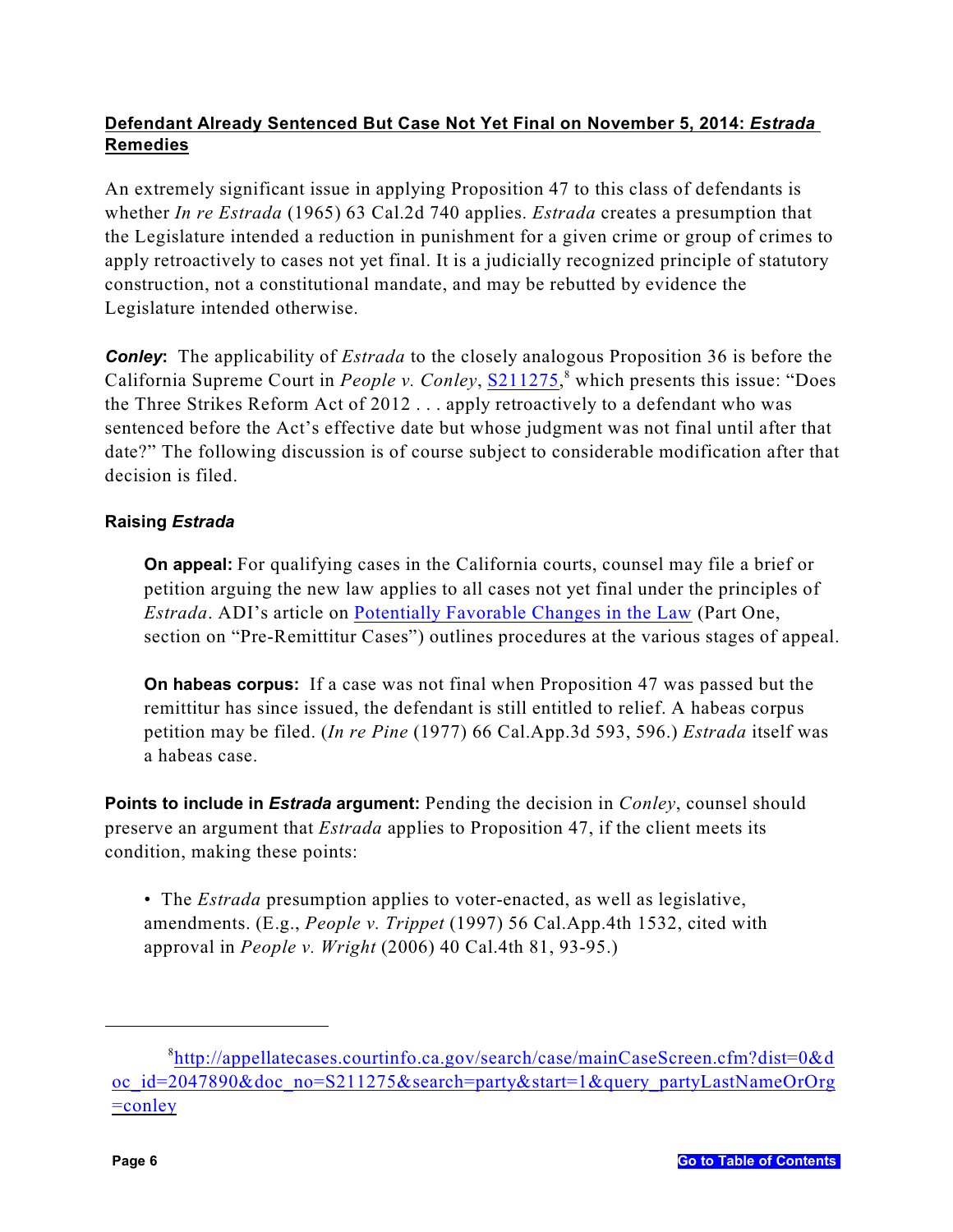**Defendant Already Sentenced But Case Not Yet Final on November 5, 2014: *Estrada* Remedies**

An extremely significant issue in applying Proposition 47 to this class of defendants is whether *In re Estrada* (1965) 63 Cal.2d 740 applies. *Estrada* creates a presumption that the Legislature intended a reduction in punishment for a given crime or group of crimes to apply retroactively to cases not yet final. It is a judicially recognized principle of statutory construction, not a constitutional mandate, and may be rebutted by evidence the Legislature intended otherwise.

***Conley*:** The applicability of *Estrada* to the closely analogous Proposition 36 is before the California Supreme Court in *People v. Conley*, S211275,[8] which presents this issue: "Does the Three Strikes Reform Act of 2012 . . . apply retroactively to a defendant who was sentenced before the Act's effective date but whose judgment was not final until after that date?" The following discussion is of course subject to considerable modification after that decision is filed.

**Raising *Estrada***

> **On appeal:** For qualifying cases in the California courts, counsel may file a brief or petition arguing the new law applies to all cases not yet final under the principles of *Estrada*. ADI's article on Potentially Favorable Changes in the Law (Part One, section on "Pre-Remittitur Cases") outlines procedures at the various stages of appeal.
>
> **On habeas corpus:** If a case was not final when Proposition 47 was passed but the remittitur has since issued, the defendant is still entitled to relief. A habeas corpus petition may be filed. (*In re Pine* (1977) 66 Cal.App.3d 593, 596.) *Estrada* itself was a habeas case.

**Points to include in *Estrada* argument:** Pending the decision in *Conley*, counsel should preserve an argument that *Estrada* applies to Proposition 47, if the client meets its condition, making these points:

- The *Estrada* presumption applies to voter-enacted, as well as legislative, amendments. (E.g., *People v. Trippet* (1997) 56 Cal.App.4th 1532, cited with approval in *People v. Wright* (2006) 40 Cal.4th 81, 93-95.)

---

[8] http://appellatecases.courtinfo.ca.gov/search/case/mainCaseScreen.cfm?dist=0&doc_id=2047890&doc_no=S211275&search=party&start=1&query_partyLastNameOrOrg=conley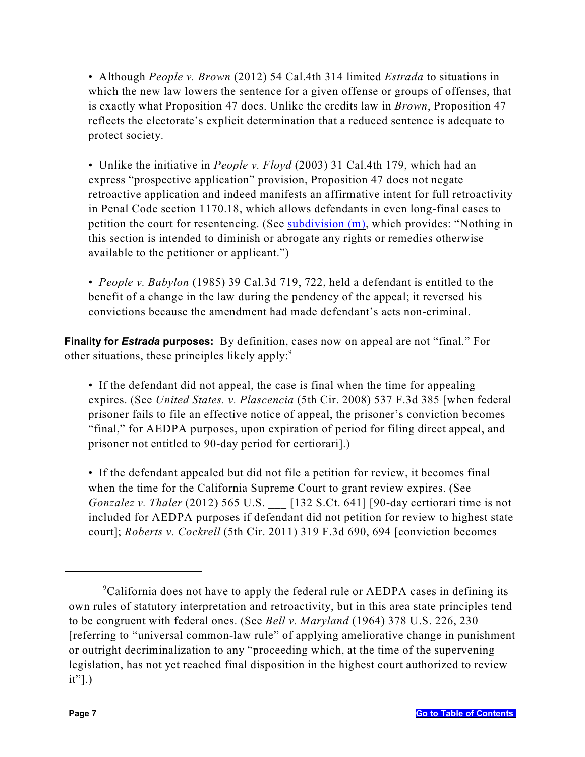- Although *People v. Brown* (2012) 54 Cal.4th 314 limited *Estrada* to situations in which the new law lowers the sentence for a given offense or groups of offenses, that is exactly what Proposition 47 does. Unlike the credits law in *Brown*, Proposition 47 reflects the electorate's explicit determination that a reduced sentence is adequate to protect society.

- Unlike the initiative in *People v. Floyd* (2003) 31 Cal.4th 179, which had an express "prospective application" provision, Proposition 47 does not negate retroactive application and indeed manifests an affirmative intent for full retroactivity in Penal Code section 1170.18, which allows defendants in even long-final cases to petition the court for resentencing. (See subdivision (m), which provides: "Nothing in this section is intended to diminish or abrogate any rights or remedies otherwise available to the petitioner or applicant.")

- *People v. Babylon* (1985) 39 Cal.3d 719, 722, held a defendant is entitled to the benefit of a change in the law during the pendency of the appeal; it reversed his convictions because the amendment had made defendant's acts non-criminal.

**Finality for *Estrada* purposes:** By definition, cases now on appeal are not "final." For other situations, these principles likely apply:[9]

- If the defendant did not appeal, the case is final when the time for appealing expires. (See *United States. v. Plascencia* (5th Cir. 2008) 537 F.3d 385 [when federal prisoner fails to file an effective notice of appeal, the prisoner's conviction becomes "final," for AEDPA purposes, upon expiration of period for filing direct appeal, and prisoner not entitled to 90-day period for certiorari].)

- If the defendant appealed but did not file a petition for review, it becomes final when the time for the California Supreme Court to grant review expires. (See *Gonzalez v. Thaler* (2012) 565 U.S. ___ [132 S.Ct. 641] [90-day certiorari time is not included for AEDPA purposes if defendant did not petition for review to highest state court]; *Roberts v. Cockrell* (5th Cir. 2011) 319 F.3d 690, 694 [conviction becomes

---

[9]California does not have to apply the federal rule or AEDPA cases in defining its own rules of statutory interpretation and retroactivity, but in this area state principles tend to be congruent with federal ones. (See *Bell v. Maryland* (1964) 378 U.S. 226, 230 [referring to "universal common-law rule" of applying ameliorative change in punishment or outright decriminalization to any "proceeding which, at the time of the supervening legislation, has not yet reached final disposition in the highest court authorized to review it"].)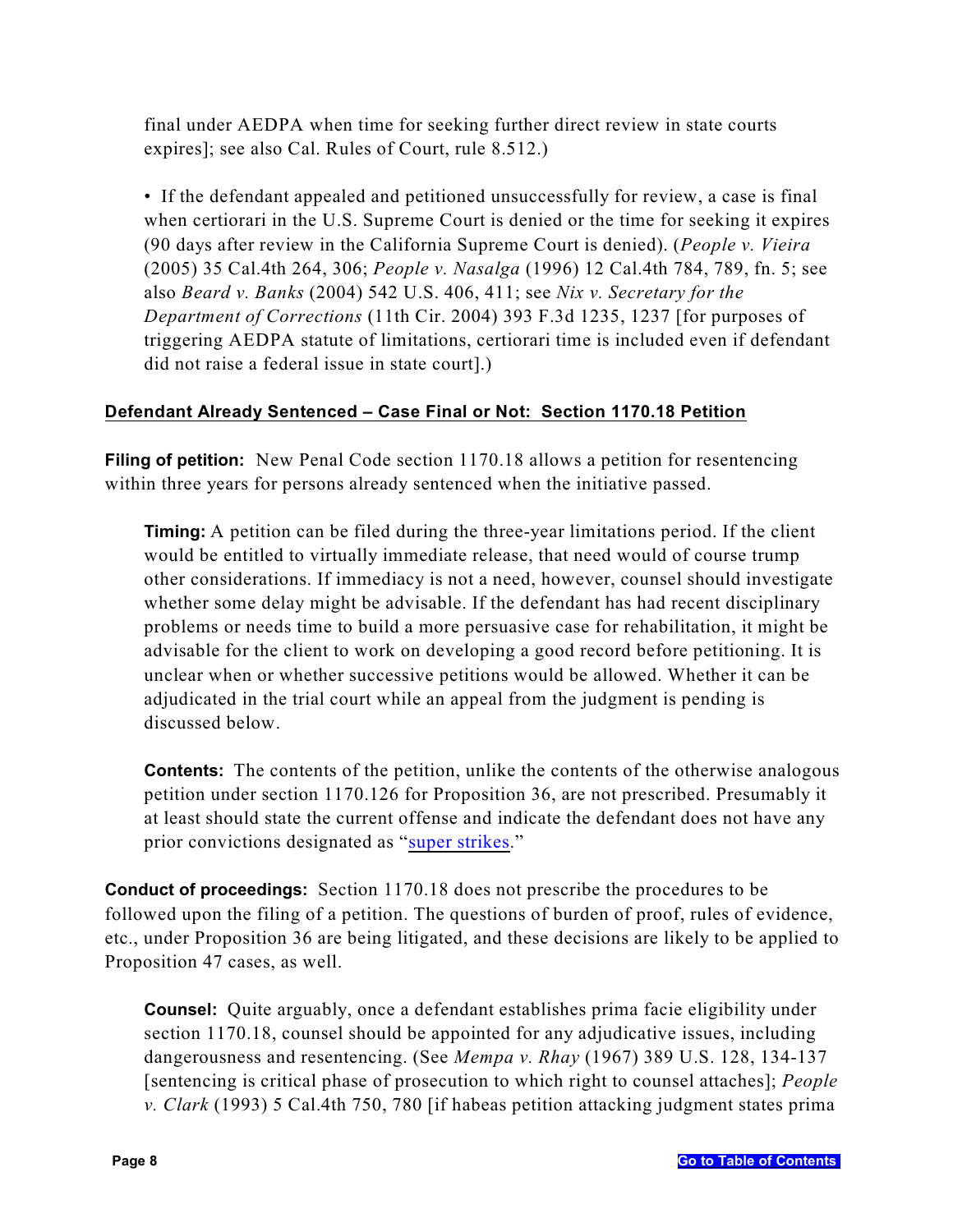final under AEDPA when time for seeking further direct review in state courts expires]; see also Cal. Rules of Court, rule 8.512.)

• If the defendant appealed and petitioned unsuccessfully for review, a case is final when certiorari in the U.S. Supreme Court is denied or the time for seeking it expires (90 days after review in the California Supreme Court is denied). (*People v. Vieira* (2005) 35 Cal.4th 264, 306; *People v. Nasalga* (1996) 12 Cal.4th 784, 789, fn. 5; see also *Beard v. Banks* (2004) 542 U.S. 406, 411; see *Nix v. Secretary for the Department of Corrections* (11th Cir. 2004) 393 F.3d 1235, 1237 [for purposes of triggering AEDPA statute of limitations, certiorari time is included even if defendant did not raise a federal issue in state court].)

## Defendant Already Sentenced – Case Final or Not: Section 1170.18 Petition

**Filing of petition:** New Penal Code section 1170.18 allows a petition for resentencing within three years for persons already sentenced when the initiative passed.

**Timing:** A petition can be filed during the three-year limitations period. If the client would be entitled to virtually immediate release, that need would of course trump other considerations. If immediacy is not a need, however, counsel should investigate whether some delay might be advisable. If the defendant has had recent disciplinary problems or needs time to build a more persuasive case for rehabilitation, it might be advisable for the client to work on developing a good record before petitioning. It is unclear when or whether successive petitions would be allowed. Whether it can be adjudicated in the trial court while an appeal from the judgment is pending is discussed below.

**Contents:** The contents of the petition, unlike the contents of the otherwise analogous petition under section 1170.126 for Proposition 36, are not prescribed. Presumably it at least should state the current offense and indicate the defendant does not have any prior convictions designated as "super strikes."

**Conduct of proceedings:** Section 1170.18 does not prescribe the procedures to be followed upon the filing of a petition. The questions of burden of proof, rules of evidence, etc., under Proposition 36 are being litigated, and these decisions are likely to be applied to Proposition 47 cases, as well.

**Counsel:** Quite arguably, once a defendant establishes prima facie eligibility under section 1170.18, counsel should be appointed for any adjudicative issues, including dangerousness and resentencing. (See *Mempa v. Rhay* (1967) 389 U.S. 128, 134-137 [sentencing is critical phase of prosecution to which right to counsel attaches]; *People v. Clark* (1993) 5 Cal.4th 750, 780 [if habeas petition attacking judgment states prima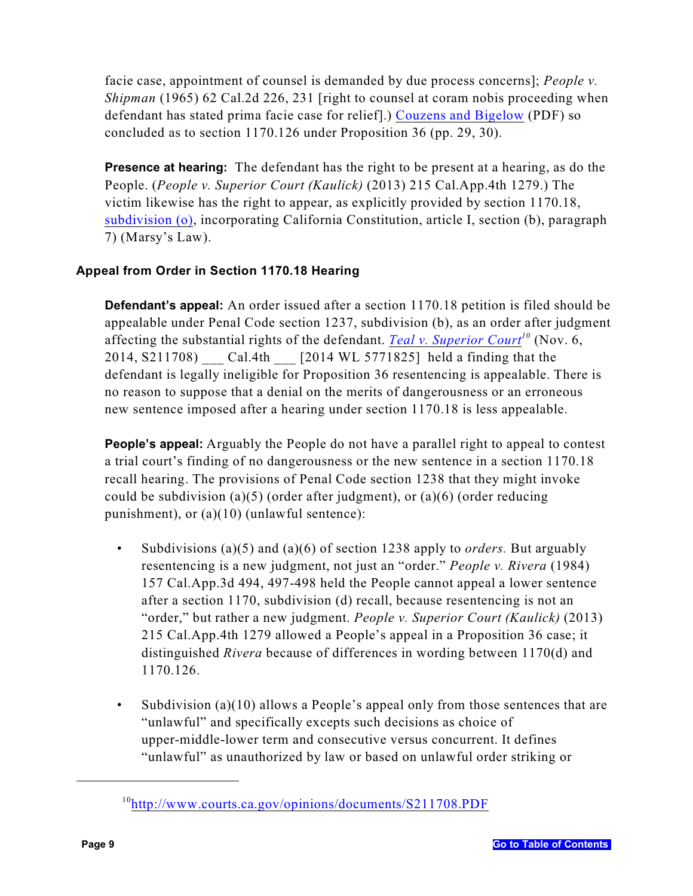facie case, appointment of counsel is demanded by due process concerns]; *People v. Shipman* (1965) 62 Cal.2d 226, 231 [right to counsel at coram nobis proceeding when defendant has stated prima facie case for relief].) Couzens and Bigelow (PDF) so concluded as to section 1170.126 under Proposition 36 (pp. 29, 30).

**Presence at hearing:** The defendant has the right to be present at a hearing, as do the People. (*People v. Superior Court (Kaulick)* (2013) 215 Cal.App.4th 1279.) The victim likewise has the right to appear, as explicitly provided by section 1170.18, subdivision (o), incorporating California Constitution, article I, section (b), paragraph 7) (Marsy's Law).

### Appeal from Order in Section 1170.18 Hearing

**Defendant's appeal:** An order issued after a section 1170.18 petition is filed should be appealable under Penal Code section 1237, subdivision (b), as an order after judgment affecting the substantial rights of the defendant. *Teal v. Superior Court*[10] (Nov. 6, 2014, S211708) ___ Cal.4th ___ [2014 WL 5771825] held a finding that the defendant is legally ineligible for Proposition 36 resentencing is appealable. There is no reason to suppose that a denial on the merits of dangerousness or an erroneous new sentence imposed after a hearing under section 1170.18 is less appealable.

**People's appeal:** Arguably the People do not have a parallel right to appeal to contest a trial court's finding of no dangerousness or the new sentence in a section 1170.18 recall hearing. The provisions of Penal Code section 1238 that they might invoke could be subdivision (a)(5) (order after judgment), or (a)(6) (order reducing punishment), or (a)(10) (unlawful sentence):

- Subdivisions (a)(5) and (a)(6) of section 1238 apply to *orders.* But arguably resentencing is a new judgment, not just an "order." *People v. Rivera* (1984) 157 Cal.App.3d 494, 497-498 held the People cannot appeal a lower sentence after a section 1170, subdivision (d) recall, because resentencing is not an "order," but rather a new judgment. *People v. Superior Court (Kaulick)* (2013) 215 Cal.App.4th 1279 allowed a People's appeal in a Proposition 36 case; it distinguished *Rivera* because of differences in wording between 1170(d) and 1170.126.

- Subdivision (a)(10) allows a People's appeal only from those sentences that are "unlawful" and specifically excepts such decisions as choice of upper-middle-lower term and consecutive versus concurrent. It defines "unlawful" as unauthorized by law or based on unlawful order striking or

[10] http://www.courts.ca.gov/opinions/documents/S211708.PDF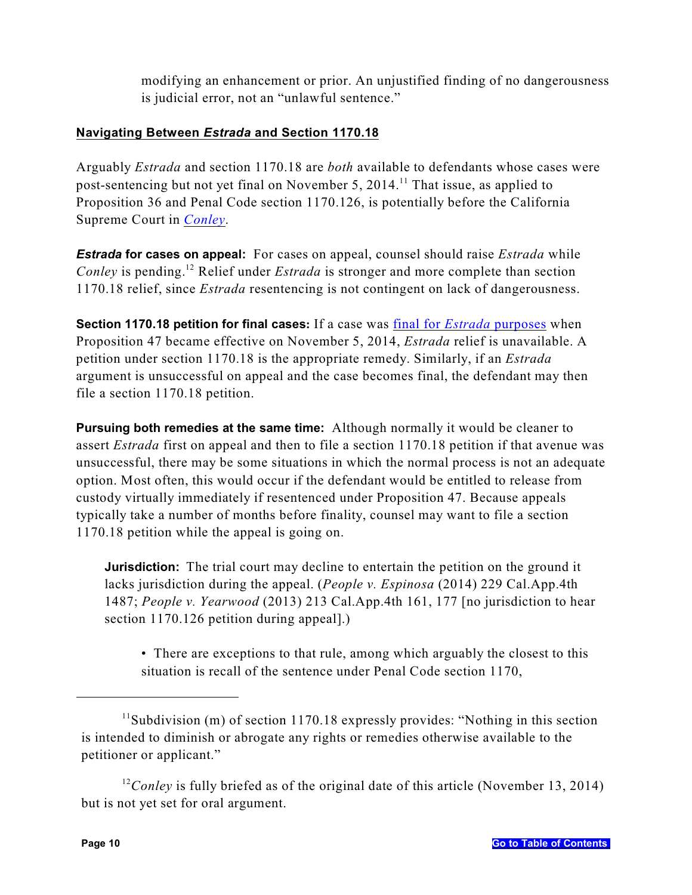modifying an enhancement or prior. An unjustified finding of no dangerousness is judicial error, not an "unlawful sentence."

## Navigating Between *Estrada* and Section 1170.18

Arguably *Estrada* and section 1170.18 are *both* available to defendants whose cases were post-sentencing but not yet final on November 5, 2014.[11] That issue, as applied to Proposition 36 and Penal Code section 1170.126, is potentially before the California Supreme Court in *Conley*.

***Estrada* for cases on appeal:** For cases on appeal, counsel should raise *Estrada* while *Conley* is pending.[12] Relief under *Estrada* is stronger and more complete than section 1170.18 relief, since *Estrada* resentencing is not contingent on lack of dangerousness.

**Section 1170.18 petition for final cases:** If a case was final for *Estrada* purposes when Proposition 47 became effective on November 5, 2014, *Estrada* relief is unavailable. A petition under section 1170.18 is the appropriate remedy. Similarly, if an *Estrada* argument is unsuccessful on appeal and the case becomes final, the defendant may then file a section 1170.18 petition.

**Pursuing both remedies at the same time:** Although normally it would be cleaner to assert *Estrada* first on appeal and then to file a section 1170.18 petition if that avenue was unsuccessful, there may be some situations in which the normal process is not an adequate option. Most often, this would occur if the defendant would be entitled to release from custody virtually immediately if resentenced under Proposition 47. Because appeals typically take a number of months before finality, counsel may want to file a section 1170.18 petition while the appeal is going on.

**Jurisdiction:** The trial court may decline to entertain the petition on the ground it lacks jurisdiction during the appeal. (*People v. Espinosa* (2014) 229 Cal.App.4th 1487; *People v. Yearwood* (2013) 213 Cal.App.4th 161, 177 [no jurisdiction to hear section 1170.126 petition during appeal].)

- There are exceptions to that rule, among which arguably the closest to this situation is recall of the sentence under Penal Code section 1170,

---

[11] Subdivision (m) of section 1170.18 expressly provides: "Nothing in this section is intended to diminish or abrogate any rights or remedies otherwise available to the petitioner or applicant."

[12] *Conley* is fully briefed as of the original date of this article (November 13, 2014) but is not yet set for oral argument.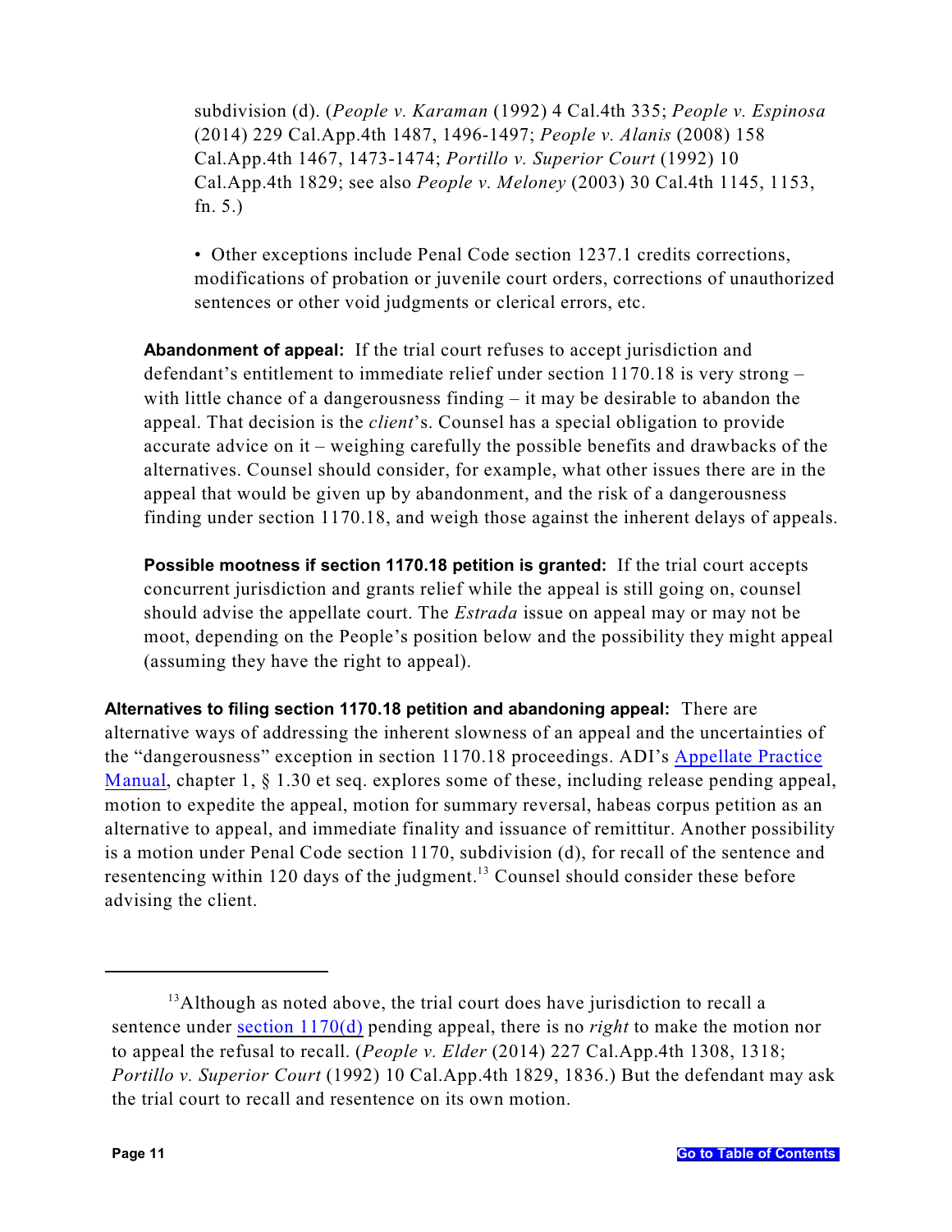subdivision (d). (*People v. Karaman* (1992) 4 Cal.4th 335; *People v. Espinosa* (2014) 229 Cal.App.4th 1487, 1496-1497; *People v. Alanis* (2008) 158 Cal.App.4th 1467, 1473-1474; *Portillo v. Superior Court* (1992) 10 Cal.App.4th 1829; see also *People v. Meloney* (2003) 30 Cal.4th 1145, 1153, fn. 5.)

- Other exceptions include Penal Code section 1237.1 credits corrections, modifications of probation or juvenile court orders, corrections of unauthorized sentences or other void judgments or clerical errors, etc.

**Abandonment of appeal:** If the trial court refuses to accept jurisdiction and defendant's entitlement to immediate relief under section 1170.18 is very strong – with little chance of a dangerousness finding – it may be desirable to abandon the appeal. That decision is the *client*'s. Counsel has a special obligation to provide accurate advice on it – weighing carefully the possible benefits and drawbacks of the alternatives. Counsel should consider, for example, what other issues there are in the appeal that would be given up by abandonment, and the risk of a dangerousness finding under section 1170.18, and weigh those against the inherent delays of appeals.

**Possible mootness if section 1170.18 petition is granted:** If the trial court accepts concurrent jurisdiction and grants relief while the appeal is still going on, counsel should advise the appellate court. The *Estrada* issue on appeal may or may not be moot, depending on the People's position below and the possibility they might appeal (assuming they have the right to appeal).

**Alternatives to filing section 1170.18 petition and abandoning appeal:** There are alternative ways of addressing the inherent slowness of an appeal and the uncertainties of the "dangerousness" exception in section 1170.18 proceedings. ADI's Appellate Practice Manual, chapter 1, § 1.30 et seq. explores some of these, including release pending appeal, motion to expedite the appeal, motion for summary reversal, habeas corpus petition as an alternative to appeal, and immediate finality and issuance of remittitur. Another possibility is a motion under Penal Code section 1170, subdivision (d), for recall of the sentence and resentencing within 120 days of the judgment.[13] Counsel should consider these before advising the client.

---

[13] Although as noted above, the trial court does have jurisdiction to recall a sentence under section 1170(d) pending appeal, there is no *right* to make the motion nor to appeal the refusal to recall. (*People v. Elder* (2014) 227 Cal.App.4th 1308, 1318; *Portillo v. Superior Court* (1992) 10 Cal.App.4th 1829, 1836.) But the defendant may ask the trial court to recall and resentence on its own motion.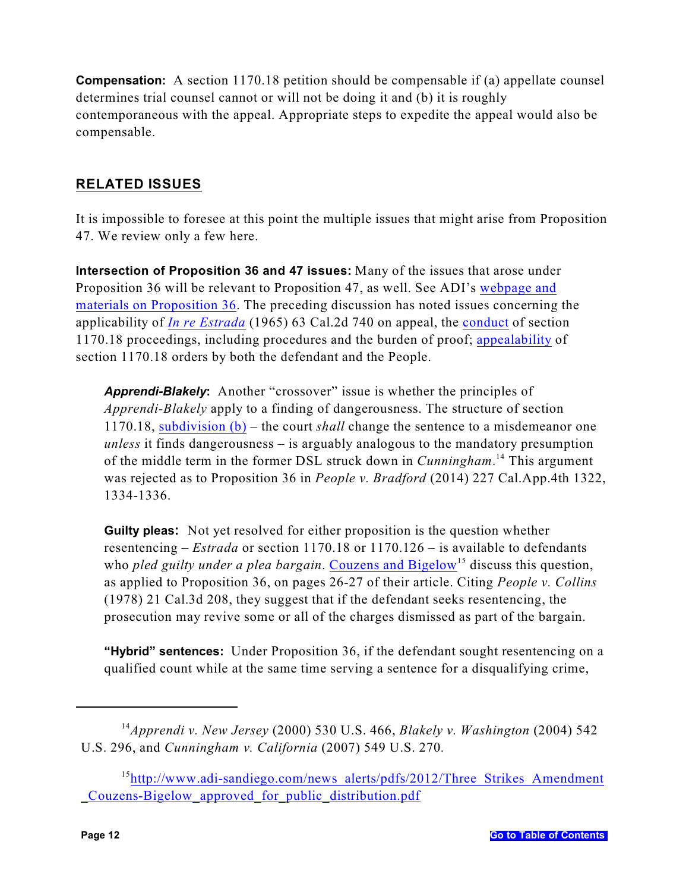**Compensation:** A section 1170.18 petition should be compensable if (a) appellate counsel determines trial counsel cannot or will not be doing it and (b) it is roughly contemporaneous with the appeal. Appropriate steps to expedite the appeal would also be compensable.

## RELATED ISSUES

It is impossible to foresee at this point the multiple issues that might arise from Proposition 47. We review only a few here.

**Intersection of Proposition 36 and 47 issues:** Many of the issues that arose under Proposition 36 will be relevant to Proposition 47, as well. See ADI's webpage and materials on Proposition 36. The preceding discussion has noted issues concerning the applicability of *In re Estrada* (1965) 63 Cal.2d 740 on appeal, the conduct of section 1170.18 proceedings, including procedures and the burden of proof; appealability of section 1170.18 orders by both the defendant and the People.

> ***Apprendi-Blakely*:** Another "crossover" issue is whether the principles of *Apprendi-Blakely* apply to a finding of dangerousness. The structure of section 1170.18, subdivision (b) – the court *shall* change the sentence to a misdemeanor one *unless* it finds dangerousness – is arguably analogous to the mandatory presumption of the middle term in the former DSL struck down in *Cunningham*.[14] This argument was rejected as to Proposition 36 in *People v. Bradford* (2014) 227 Cal.App.4th 1322, 1334-1336.
>
> **Guilty pleas:** Not yet resolved for either proposition is the question whether resentencing – *Estrada* or section 1170.18 or 1170.126 – is available to defendants who *pled guilty under a plea bargain*. Couzens and Bigelow[15] discuss this question, as applied to Proposition 36, on pages 26-27 of their article. Citing *People v. Collins* (1978) 21 Cal.3d 208, they suggest that if the defendant seeks resentencing, the prosecution may revive some or all of the charges dismissed as part of the bargain.
>
> **"Hybrid" sentences:** Under Proposition 36, if the defendant sought resentencing on a qualified count while at the same time serving a sentence for a disqualifying crime,

---

[14] *Apprendi v. New Jersey* (2000) 530 U.S. 466, *Blakely v. Washington* (2004) 542 U.S. 296, and *Cunningham v. California* (2007) 549 U.S. 270.

[15] http://www.adi-sandiego.com/news_alerts/pdfs/2012/Three_Strikes_Amendment_Couzens-Bigelow_approved_for_public_distribution.pdf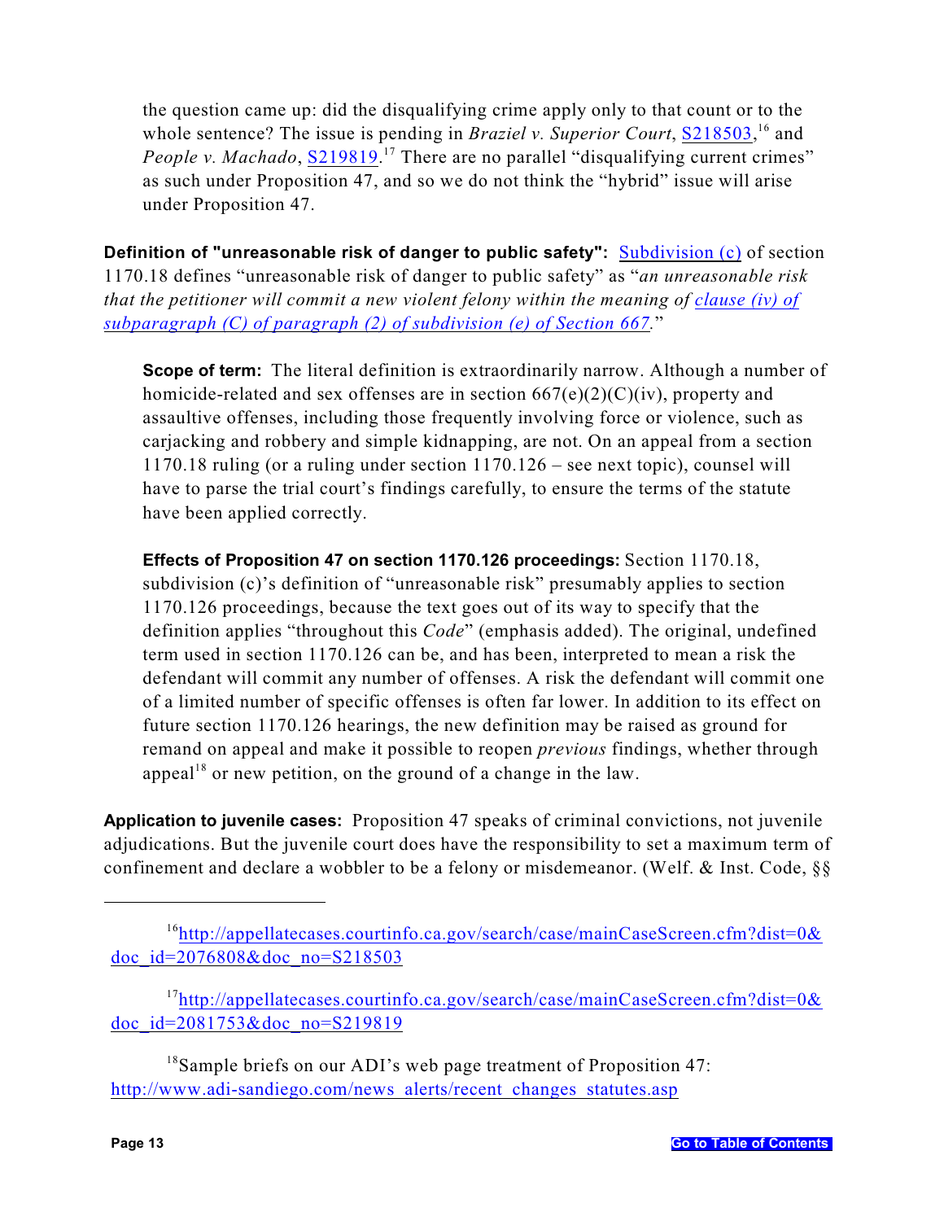the question came up: did the disqualifying crime apply only to that count or to the whole sentence? The issue is pending in *Braziel v. Superior Court*, S218503,[16] and *People v. Machado*, S219819.[17] There are no parallel "disqualifying current crimes" as such under Proposition 47, and so we do not think the "hybrid" issue will arise under Proposition 47.

**Definition of "unreasonable risk of danger to public safety":** Subdivision (c) of section 1170.18 defines "unreasonable risk of danger to public safety" as "*an unreasonable risk that the petitioner will commit a new violent felony within the meaning of clause (iv) of subparagraph (C) of paragraph (2) of subdivision (e) of Section 667.*"

**Scope of term:** The literal definition is extraordinarily narrow. Although a number of homicide-related and sex offenses are in section 667(e)(2)(C)(iv), property and assaultive offenses, including those frequently involving force or violence, such as carjacking and robbery and simple kidnapping, are not. On an appeal from a section 1170.18 ruling (or a ruling under section 1170.126 – see next topic), counsel will have to parse the trial court's findings carefully, to ensure the terms of the statute have been applied correctly.

**Effects of Proposition 47 on section 1170.126 proceedings:** Section 1170.18, subdivision (c)'s definition of "unreasonable risk" presumably applies to section 1170.126 proceedings, because the text goes out of its way to specify that the definition applies "throughout this *Code*" (emphasis added). The original, undefined term used in section 1170.126 can be, and has been, interpreted to mean a risk the defendant will commit any number of offenses. A risk the defendant will commit one of a limited number of specific offenses is often far lower. In addition to its effect on future section 1170.126 hearings, the new definition may be raised as ground for remand on appeal and make it possible to reopen *previous* findings, whether through appeal[18] or new petition, on the ground of a change in the law.

**Application to juvenile cases:** Proposition 47 speaks of criminal convictions, not juvenile adjudications. But the juvenile court does have the responsibility to set a maximum term of confinement and declare a wobbler to be a felony or misdemeanor. (Welf. & Inst. Code, §§

---

[16] http://appellatecases.courtinfo.ca.gov/search/case/mainCaseScreen.cfm?dist=0&doc_id=2076808&doc_no=S218503

[17] http://appellatecases.courtinfo.ca.gov/search/case/mainCaseScreen.cfm?dist=0&doc_id=2081753&doc_no=S219819

[18] Sample briefs on our ADI's web page treatment of Proposition 47: http://www.adi-sandiego.com/news_alerts/recent_changes_statutes.asp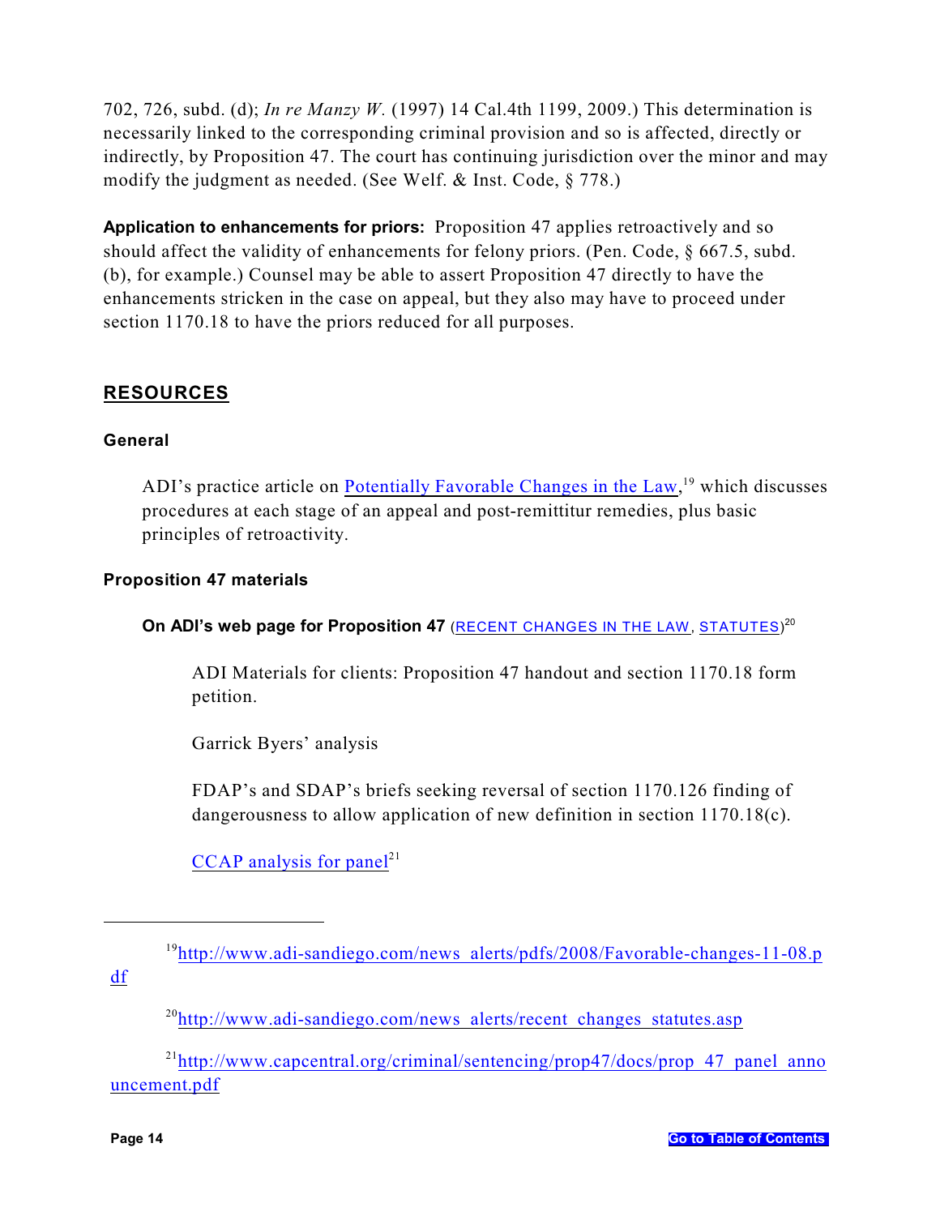702, 726, subd. (d); *In re Manzy W.* (1997) 14 Cal.4th 1199, 2009.) This determination is necessarily linked to the corresponding criminal provision and so is affected, directly or indirectly, by Proposition 47. The court has continuing jurisdiction over the minor and may modify the judgment as needed. (See Welf. & Inst. Code, § 778.)

**Application to enhancements for priors:** Proposition 47 applies retroactively and so should affect the validity of enhancements for felony priors. (Pen. Code, § 667.5, subd. (b), for example.) Counsel may be able to assert Proposition 47 directly to have the enhancements stricken in the case on appeal, but they also may have to proceed under section 1170.18 to have the priors reduced for all purposes.

## RESOURCES

### General

ADI's practice article on Potentially Favorable Changes in the Law,[19] which discusses procedures at each stage of an appeal and post-remittitur remedies, plus basic principles of retroactivity.

### Proposition 47 materials

**On ADI's web page for Proposition 47** (RECENT CHANGES IN THE LAW, STATUTES)[20]

ADI Materials for clients: Proposition 47 handout and section 1170.18 form petition.

Garrick Byers' analysis

FDAP's and SDAP's briefs seeking reversal of section 1170.126 finding of dangerousness to allow application of new definition in section 1170.18(c).

CCAP analysis for panel[21]

---

[19] http://www.adi-sandiego.com/news_alerts/pdfs/2008/Favorable-changes-11-08.pdf

[20] http://www.adi-sandiego.com/news_alerts/recent_changes_statutes.asp

[21] http://www.capcentral.org/criminal/sentencing/prop47/docs/prop_47_panel_announcement.pdf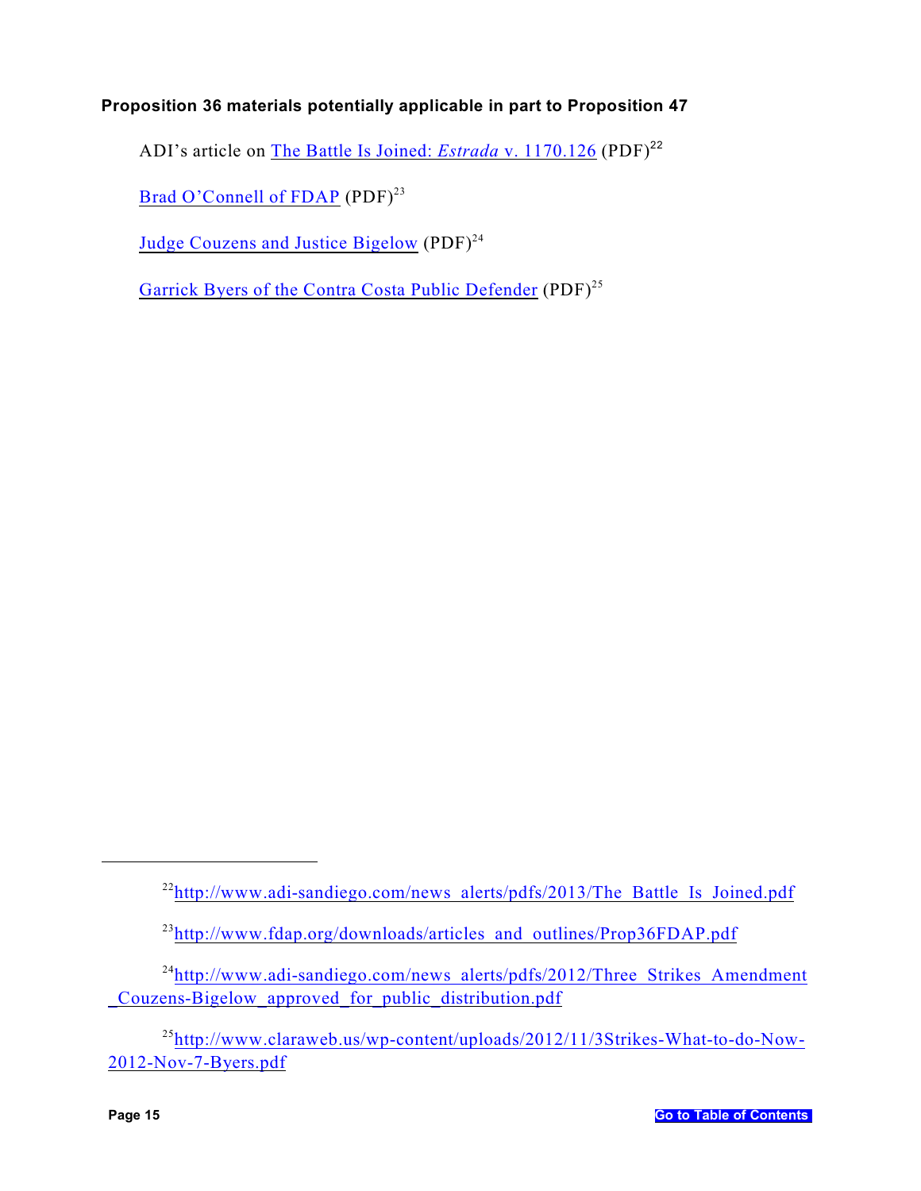**Proposition 36 materials potentially applicable in part to Proposition 47**

ADI's article on The Battle Is Joined: *Estrada* v. 1170.126 (PDF)[22]

Brad O'Connell of FDAP (PDF)[23]

Judge Couzens and Justice Bigelow (PDF)[24]

Garrick Byers of the Contra Costa Public Defender (PDF)[25]

---

[22] http://www.adi-sandiego.com/news_alerts/pdfs/2013/The_Battle_Is_Joined.pdf

[23] http://www.fdap.org/downloads/articles_and_outlines/Prop36FDAP.pdf

[24] http://www.adi-sandiego.com/news_alerts/pdfs/2012/Three_Strikes_Amendment_Couzens-Bigelow_approved_for_public_distribution.pdf

[25] http://www.claraweb.us/wp-content/uploads/2012/11/3Strikes-What-to-do-Now-2012-Nov-7-Byers.pdf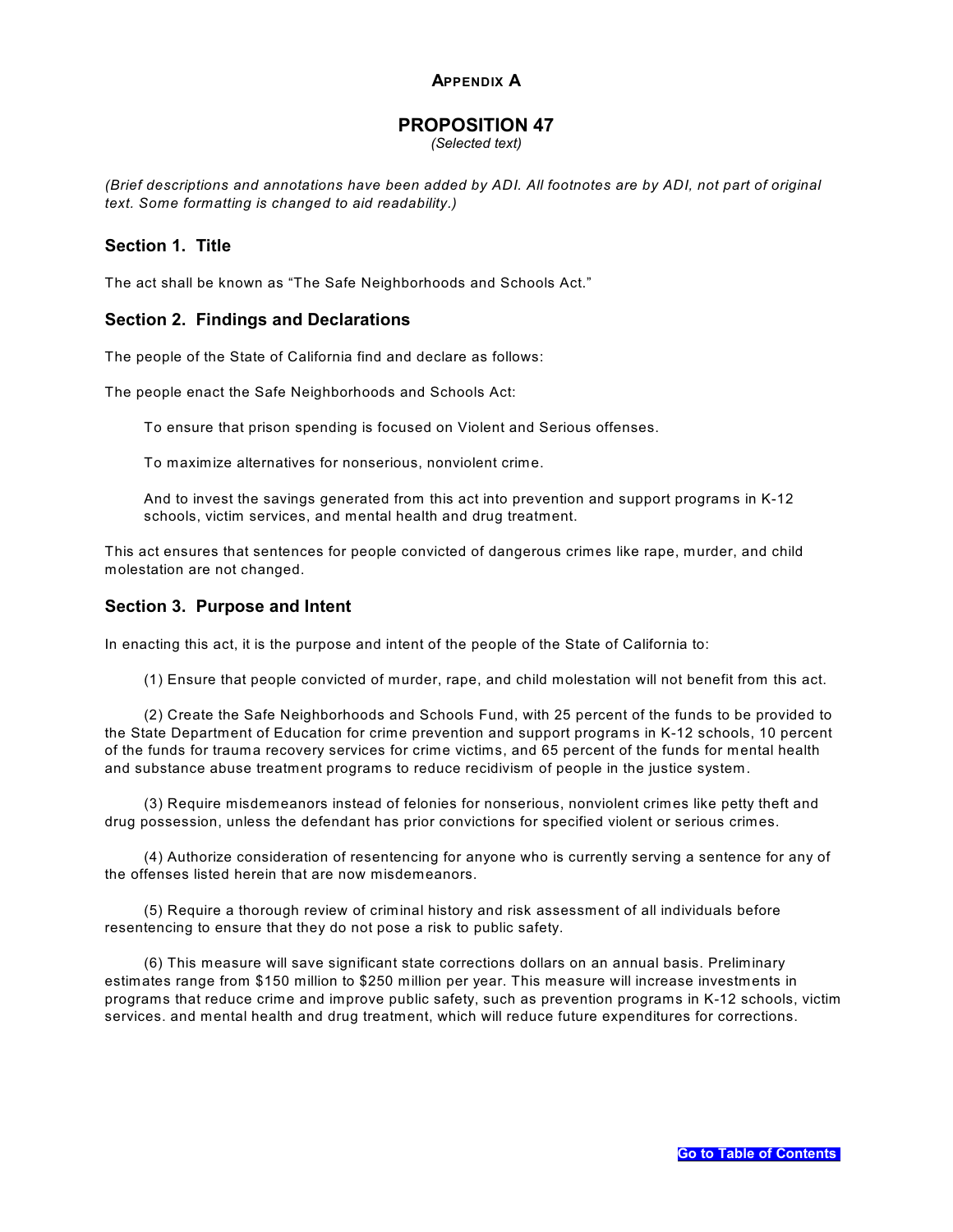## APPENDIX A

## PROPOSITION 47

*(Selected text)*

*(Brief descriptions and annotations have been added by ADI. All footnotes are by ADI, not part of original text. Some formatting is changed to aid readability.)*

### Section 1. Title

The act shall be known as "The Safe Neighborhoods and Schools Act."

### Section 2. Findings and Declarations

The people of the State of California find and declare as follows:

The people enact the Safe Neighborhoods and Schools Act:

> To ensure that prison spending is focused on Violent and Serious offenses.
>
> To maximize alternatives for nonserious, nonviolent crime.
>
> And to invest the savings generated from this act into prevention and support programs in K-12 schools, victim services, and mental health and drug treatment.

This act ensures that sentences for people convicted of dangerous crimes like rape, murder, and child molestation are not changed.

### Section 3. Purpose and Intent

In enacting this act, it is the purpose and intent of the people of the State of California to:

(1) Ensure that people convicted of murder, rape, and child molestation will not benefit from this act.

(2) Create the Safe Neighborhoods and Schools Fund, with 25 percent of the funds to be provided to the State Department of Education for crime prevention and support programs in K-12 schools, 10 percent of the funds for trauma recovery services for crime victims, and 65 percent of the funds for mental health and substance abuse treatment programs to reduce recidivism of people in the justice system.

(3) Require misdemeanors instead of felonies for nonserious, nonviolent crimes like petty theft and drug possession, unless the defendant has prior convictions for specified violent or serious crimes.

(4) Authorize consideration of resentencing for anyone who is currently serving a sentence for any of the offenses listed herein that are now misdemeanors.

(5) Require a thorough review of criminal history and risk assessment of all individuals before resentencing to ensure that they do not pose a risk to public safety.

(6) This measure will save significant state corrections dollars on an annual basis. Preliminary estimates range from $150 million to $250 million per year. This measure will increase investments in programs that reduce crime and improve public safety, such as prevention programs in K-12 schools, victim services. and mental health and drug treatment, which will reduce future expenditures for corrections.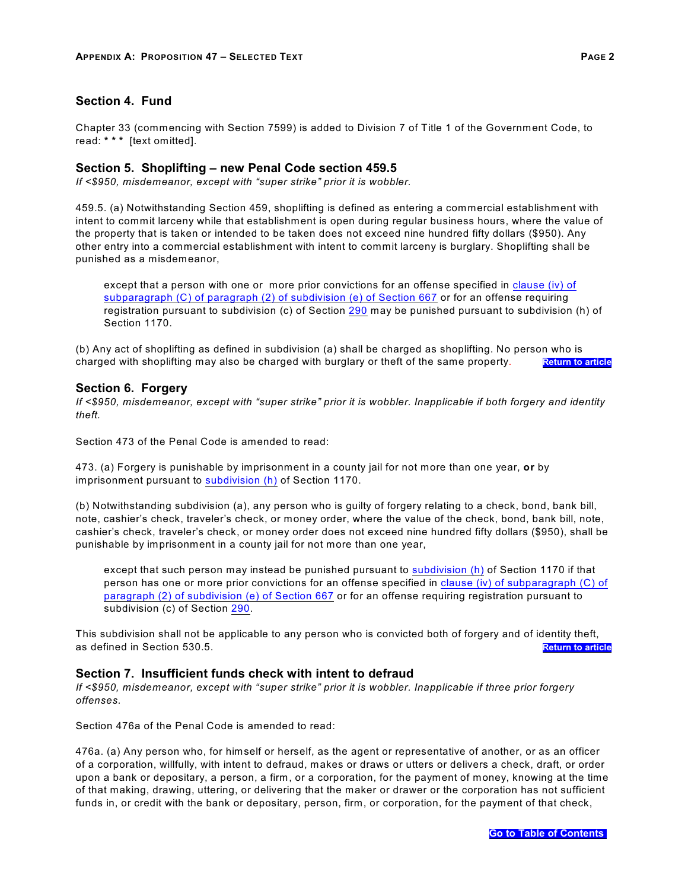## Section 4. Fund

Chapter 33 (commencing with Section 7599) is added to Division 7 of Title 1 of the Government Code, to read: * * * [text omitted].

## Section 5. Shoplifting – new Penal Code section 459.5

*If <$950, misdemeanor, except with "super strike" prior it is wobbler.*

459.5. (a) Notwithstanding Section 459, shoplifting is defined as entering a commercial establishment with intent to commit larceny while that establishment is open during regular business hours, where the value of the property that is taken or intended to be taken does not exceed nine hundred fifty dollars ($950). Any other entry into a commercial establishment with intent to commit larceny is burglary. Shoplifting shall be punished as a misdemeanor,

> except that a person with one or more prior convictions for an offense specified in clause (iv) of subparagraph (C) of paragraph (2) of subdivision (e) of Section 667 or for an offense requiring registration pursuant to subdivision (c) of Section 290 may be punished pursuant to subdivision (h) of Section 1170.

(b) Any act of shoplifting as defined in subdivision (a) shall be charged as shoplifting. No person who is charged with shoplifting may also be charged with burglary or theft of the same property.

Return to article

## Section 6. Forgery

*If <$950, misdemeanor, except with "super strike" prior it is wobbler. Inapplicable if both forgery and identity theft.*

Section 473 of the Penal Code is amended to read:

473. (a) Forgery is punishable by imprisonment in a county jail for not more than one year, **or** by imprisonment pursuant to subdivision (h) of Section 1170.

(b) Notwithstanding subdivision (a), any person who is guilty of forgery relating to a check, bond, bank bill, note, cashier's check, traveler's check, or money order, where the value of the check, bond, bank bill, note, cashier's check, traveler's check, or money order does not exceed nine hundred fifty dollars ($950), shall be punishable by imprisonment in a county jail for not more than one year,

> except that such person may instead be punished pursuant to subdivision (h) of Section 1170 if that person has one or more prior convictions for an offense specified in clause (iv) of subparagraph (C) of paragraph (2) of subdivision (e) of Section 667 or for an offense requiring registration pursuant to subdivision (c) of Section 290.

This subdivision shall not be applicable to any person who is convicted both of forgery and of identity theft, as defined in Section 530.5.

Return to article

## Section 7. Insufficient funds check with intent to defraud

*If <$950, misdemeanor, except with "super strike" prior it is wobbler. Inapplicable if three prior forgery offenses.*

Section 476a of the Penal Code is amended to read:

476a. (a) Any person who, for himself or herself, as the agent or representative of another, or as an officer of a corporation, willfully, with intent to defraud, makes or draws or utters or delivers a check, draft, or order upon a bank or depositary, a person, a firm, or a corporation, for the payment of money, knowing at the time of that making, drawing, uttering, or delivering that the maker or drawer or the corporation has not sufficient funds in, or credit with the bank or depositary, person, firm, or corporation, for the payment of that check,

Go to Table of Contents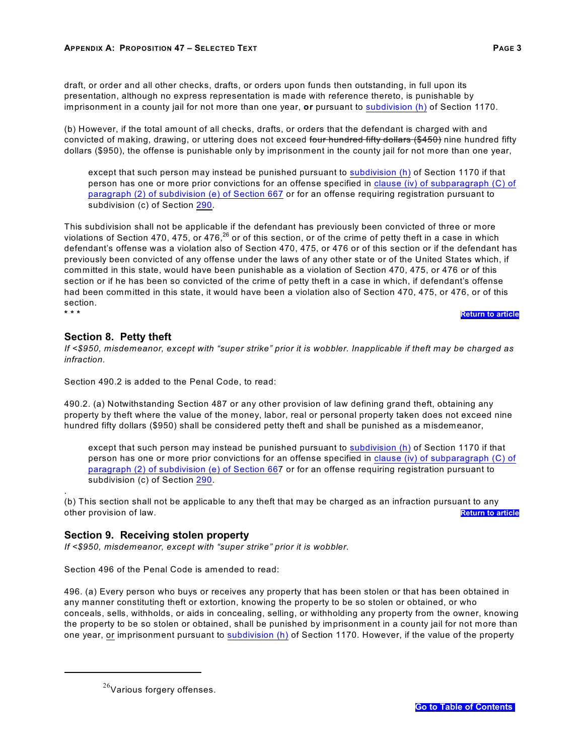draft, or order and all other checks, drafts, or orders upon funds then outstanding, in full upon its presentation, although no express representation is made with reference thereto, is punishable by imprisonment in a county jail for not more than one year, **or** pursuant to subdivision (h) of Section 1170.

(b) However, if the total amount of all checks, drafts, or orders that the defendant is charged with and convicted of making, drawing, or uttering does not exceed ~~four hundred fifty dollars ($450)~~ nine hundred fifty dollars ($950), the offense is punishable only by imprisonment in the county jail for not more than one year,

> except that such person may instead be punished pursuant to subdivision (h) of Section 1170 if that person has one or more prior convictions for an offense specified in clause (iv) of subparagraph (C) of paragraph (2) of subdivision (e) of Section 667 or for an offense requiring registration pursuant to subdivision (c) of Section 290.

This subdivision shall not be applicable if the defendant has previously been convicted of three or more violations of Section 470, 475, or 476,[26] or of this section, or of the crime of petty theft in a case in which defendant's offense was a violation also of Section 470, 475, or 476 or of this section or if the defendant has previously been convicted of any offense under the laws of any other state or of the United States which, if committed in this state, would have been punishable as a violation of Section 470, 475, or 476 or of this section or if he has been so convicted of the crime of petty theft in a case in which, if defendant's offense had been committed in this state, it would have been a violation also of Section 470, 475, or 476, or of this section.

\* \* \*

Return to article

## Section 8. Petty theft

*If <$950, misdemeanor, except with "super strike" prior it is wobbler. Inapplicable if theft may be charged as infraction.*

Section 490.2 is added to the Penal Code, to read:

490.2. (a) Notwithstanding Section 487 or any other provision of law defining grand theft, obtaining any property by theft where the value of the money, labor, real or personal property taken does not exceed nine hundred fifty dollars ($950) shall be considered petty theft and shall be punished as a misdemeanor,

> except that such person may instead be punished pursuant to subdivision (h) of Section 1170 if that person has one or more prior convictions for an offense specified in clause (iv) of subparagraph (C) of paragraph (2) of subdivision (e) of Section 667 or for an offense requiring registration pursuant to subdivision (c) of Section 290.

(b) This section shall not be applicable to any theft that may be charged as an infraction pursuant to any other provision of law.

Return to article

## Section 9. Receiving stolen property

*If <$950, misdemeanor, except with "super strike" prior it is wobbler.*

Section 496 of the Penal Code is amended to read:

496. (a) Every person who buys or receives any property that has been stolen or that has been obtained in any manner constituting theft or extortion, knowing the property to be so stolen or obtained, or who conceals, sells, withholds, or aids in concealing, selling, or withholding any property from the owner, knowing the property to be so stolen or obtained, shall be punished by imprisonment in a county jail for not more than one year, <u>or</u> imprisonment pursuant to subdivision (h) of Section 1170. However, if the value of the property

---

[26] Various forgery offenses.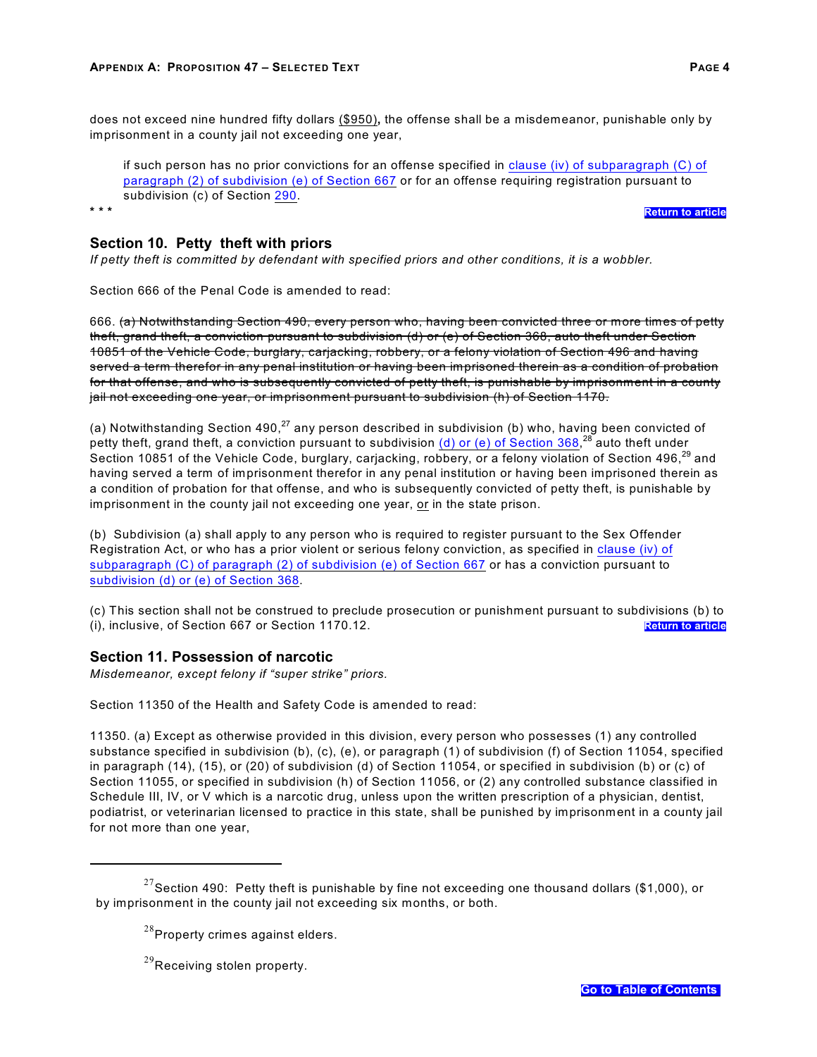does not exceed nine hundred fifty dollars ($950), the offense shall be a misdemeanor, punishable only by imprisonment in a county jail not exceeding one year,

> if such person has no prior convictions for an offense specified in clause (iv) of subparagraph (C) of paragraph (2) of subdivision (e) of Section 667 or for an offense requiring registration pursuant to subdivision (c) of Section 290.

* * *

Return to article

## Section 10. Petty theft with priors

*If petty theft is committed by defendant with specified priors and other conditions, it is a wobbler.*

Section 666 of the Penal Code is amended to read:

666. ~~(a) Notwithstanding Section 490, every person who, having been convicted three or more times of petty theft, grand theft, a conviction pursuant to subdivision (d) or (e) of Section 368, auto theft under Section 10851 of the Vehicle Code, burglary, carjacking, robbery, or a felony violation of Section 496 and having served a term therefor in any penal institution or having been imprisoned therein as a condition of probation for that offense, and who is subsequently convicted of petty theft, is punishable by imprisonment in a county jail not exceeding one year, or imprisonment pursuant to subdivision (h) of Section 1170.~~

(a) Notwithstanding Section 490,[27] any person described in subdivision (b) who, having been convicted of petty theft, grand theft, a conviction pursuant to subdivision (d) or (e) of Section 368,[28] auto theft under Section 10851 of the Vehicle Code, burglary, carjacking, robbery, or a felony violation of Section 496,[29] and having served a term of imprisonment therefor in any penal institution or having been imprisoned therein as a condition of probation for that offense, and who is subsequently convicted of petty theft, is punishable by imprisonment in the county jail not exceeding one year, or in the state prison.

(b) Subdivision (a) shall apply to any person who is required to register pursuant to the Sex Offender Registration Act, or who has a prior violent or serious felony conviction, as specified in clause (iv) of subparagraph (C) of paragraph (2) of subdivision (e) of Section 667 or has a conviction pursuant to subdivision (d) or (e) of Section 368.

(c) This section shall not be construed to preclude prosecution or punishment pursuant to subdivisions (b) to (i), inclusive, of Section 667 or Section 1170.12.

Return to article

## Section 11. Possession of narcotic

*Misdemeanor, except felony if "super strike" priors.*

Section 11350 of the Health and Safety Code is amended to read:

11350. (a) Except as otherwise provided in this division, every person who possesses (1) any controlled substance specified in subdivision (b), (c), (e), or paragraph (1) of subdivision (f) of Section 11054, specified in paragraph (14), (15), or (20) of subdivision (d) of Section 11054, or specified in subdivision (b) or (c) of Section 11055, or specified in subdivision (h) of Section 11056, or (2) any controlled substance classified in Schedule III, IV, or V which is a narcotic drug, unless upon the written prescription of a physician, dentist, podiatrist, or veterinarian licensed to practice in this state, shall be punished by imprisonment in a county jail for not more than one year,

---

[27] Section 490: Petty theft is punishable by fine not exceeding one thousand dollars ($1,000), or by imprisonment in the county jail not exceeding six months, or both.

[28] Property crimes against elders.

[29] Receiving stolen property.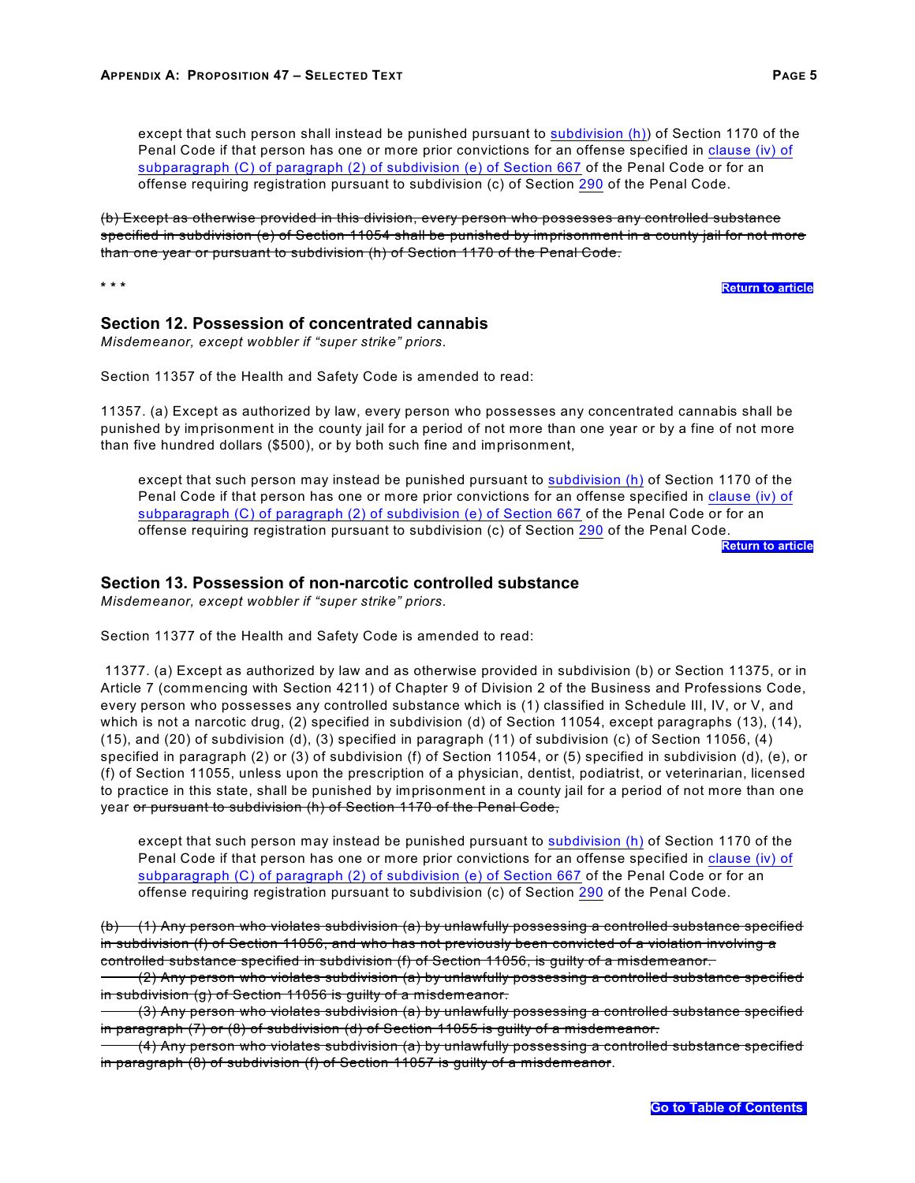except that such person shall instead be punished pursuant to subdivision (h)) of Section 1170 of the Penal Code if that person has one or more prior convictions for an offense specified in clause (iv) of subparagraph (C) of paragraph (2) of subdivision (e) of Section 667 of the Penal Code or for an offense requiring registration pursuant to subdivision (c) of Section 290 of the Penal Code.

~~(b) Except as otherwise provided in this division, every person who possesses any controlled substance specified in subdivision (e) of Section 11054 shall be punished by imprisonment in a county jail for not more than one year or pursuant to subdivision (h) of Section 1170 of the Penal Code.~~

* * *

Return to article

### Section 12. Possession of concentrated cannabis

*Misdemeanor, except wobbler if "super strike" priors.*

Section 11357 of the Health and Safety Code is amended to read:

11357. (a) Except as authorized by law, every person who possesses any concentrated cannabis shall be punished by imprisonment in the county jail for a period of not more than one year or by a fine of not more than five hundred dollars ($500), or by both such fine and imprisonment,

except that such person may instead be punished pursuant to subdivision (h) of Section 1170 of the Penal Code if that person has one or more prior convictions for an offense specified in clause (iv) of subparagraph (C) of paragraph (2) of subdivision (e) of Section 667 of the Penal Code or for an offense requiring registration pursuant to subdivision (c) of Section 290 of the Penal Code.

Return to article

### Section 13. Possession of non-narcotic controlled substance

*Misdemeanor, except wobbler if "super strike" priors.*

Section 11377 of the Health and Safety Code is amended to read:

11377. (a) Except as authorized by law and as otherwise provided in subdivision (b) or Section 11375, or in Article 7 (commencing with Section 4211) of Chapter 9 of Division 2 of the Business and Professions Code, every person who possesses any controlled substance which is (1) classified in Schedule III, IV, or V, and which is not a narcotic drug, (2) specified in subdivision (d) of Section 11054, except paragraphs (13), (14), (15), and (20) of subdivision (d), (3) specified in paragraph (11) of subdivision (c) of Section 11056, (4) specified in paragraph (2) or (3) of subdivision (f) of Section 11054, or (5) specified in subdivision (d), (e), or (f) of Section 11055, unless upon the prescription of a physician, dentist, podiatrist, or veterinarian, licensed to practice in this state, shall be punished by imprisonment in a county jail for a period of not more than one year ~~or pursuant to subdivision (h) of Section 1170 of the Penal Code,~~

except that such person may instead be punished pursuant to subdivision (h) of Section 1170 of the Penal Code if that person has one or more prior convictions for an offense specified in clause (iv) of subparagraph (C) of paragraph (2) of subdivision (e) of Section 667 of the Penal Code or for an offense requiring registration pursuant to subdivision (c) of Section 290 of the Penal Code.

~~(b) (1) Any person who violates subdivision (a) by unlawfully possessing a controlled substance specified in subdivision (f) of Section 11056, and who has not previously been convicted of a violation involving a controlled substance specified in subdivision (f) of Section 11056, is guilty of a misdemeanor.~~

~~(2) Any person who violates subdivision (a) by unlawfully possessing a controlled substance specified in subdivision (g) of Section 11056 is guilty of a misdemeanor.~~

~~(3) Any person who violates subdivision (a) by unlawfully possessing a controlled substance specified in paragraph (7) or (8) of subdivision (d) of Section 11055 is guilty of a misdemeanor.~~

~~(4) Any person who violates subdivision (a) by unlawfully possessing a controlled substance specified in paragraph (8) of subdivision (f) of Section 11057 is guilty of a misdemeanor~~.

Go to Table of Contents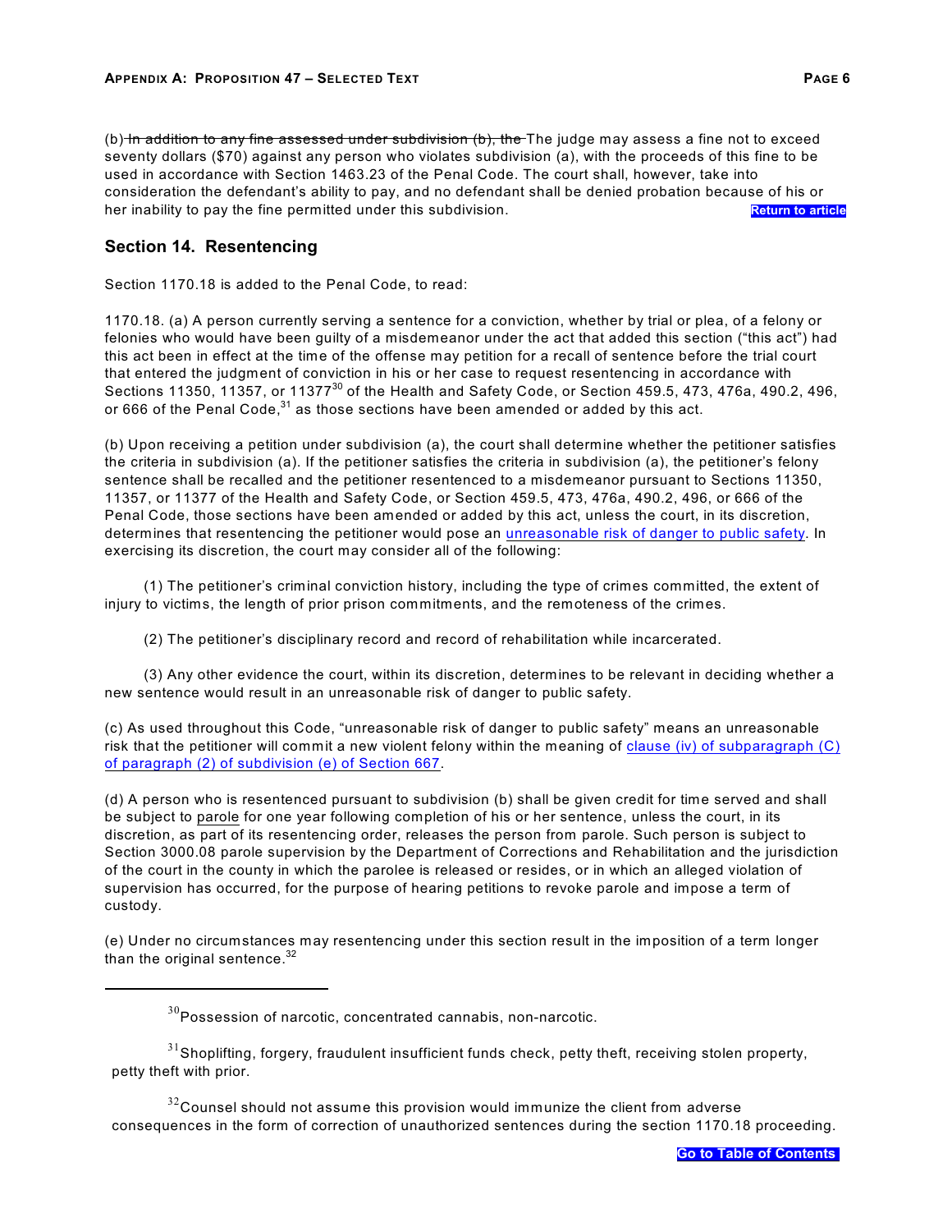(b) ~~In addition to any fine assessed under subdivision (b), the~~ The judge may assess a fine not to exceed seventy dollars ($70) against any person who violates subdivision (a), with the proceeds of this fine to be used in accordance with Section 1463.23 of the Penal Code. The court shall, however, take into consideration the defendant's ability to pay, and no defendant shall be denied probation because of his or her inability to pay the fine permitted under this subdivision. **Return to article**

## Section 14. Resentencing

Section 1170.18 is added to the Penal Code, to read:

1170.18. (a) A person currently serving a sentence for a conviction, whether by trial or plea, of a felony or felonies who would have been guilty of a misdemeanor under the act that added this section ("this act") had this act been in effect at the time of the offense may petition for a recall of sentence before the trial court that entered the judgment of conviction in his or her case to request resentencing in accordance with Sections 11350, 11357, or 11377[30] of the Health and Safety Code, or Section 459.5, 473, 476a, 490.2, 496, or 666 of the Penal Code,[31] as those sections have been amended or added by this act.

(b) Upon receiving a petition under subdivision (a), the court shall determine whether the petitioner satisfies the criteria in subdivision (a). If the petitioner satisfies the criteria in subdivision (a), the petitioner's felony sentence shall be recalled and the petitioner resentenced to a misdemeanor pursuant to Sections 11350, 11357, or 11377 of the Health and Safety Code, or Section 459.5, 473, 476a, 490.2, 496, or 666 of the Penal Code, those sections have been amended or added by this act, unless the court, in its discretion, determines that resentencing the petitioner would pose an unreasonable risk of danger to public safety. In exercising its discretion, the court may consider all of the following:

(1) The petitioner's criminal conviction history, including the type of crimes committed, the extent of injury to victims, the length of prior prison commitments, and the remoteness of the crimes.

(2) The petitioner's disciplinary record and record of rehabilitation while incarcerated.

(3) Any other evidence the court, within its discretion, determines to be relevant in deciding whether a new sentence would result in an unreasonable risk of danger to public safety.

(c) As used throughout this Code, "unreasonable risk of danger to public safety" means an unreasonable risk that the petitioner will commit a new violent felony within the meaning of clause (iv) of subparagraph (C) of paragraph (2) of subdivision (e) of Section 667.

(d) A person who is resentenced pursuant to subdivision (b) shall be given credit for time served and shall be subject to parole for one year following completion of his or her sentence, unless the court, in its discretion, as part of its resentencing order, releases the person from parole. Such person is subject to Section 3000.08 parole supervision by the Department of Corrections and Rehabilitation and the jurisdiction of the court in the county in which the parolee is released or resides, or in which an alleged violation of supervision has occurred, for the purpose of hearing petitions to revoke parole and impose a term of custody.

(e) Under no circumstances may resentencing under this section result in the imposition of a term longer than the original sentence.[32]

---

[30] Possession of narcotic, concentrated cannabis, non-narcotic.

[31] Shoplifting, forgery, fraudulent insufficient funds check, petty theft, receiving stolen property, petty theft with prior.

[32] Counsel should not assume this provision would immunize the client from adverse consequences in the form of correction of unauthorized sentences during the section 1170.18 proceeding.

**Go to Table of Contents**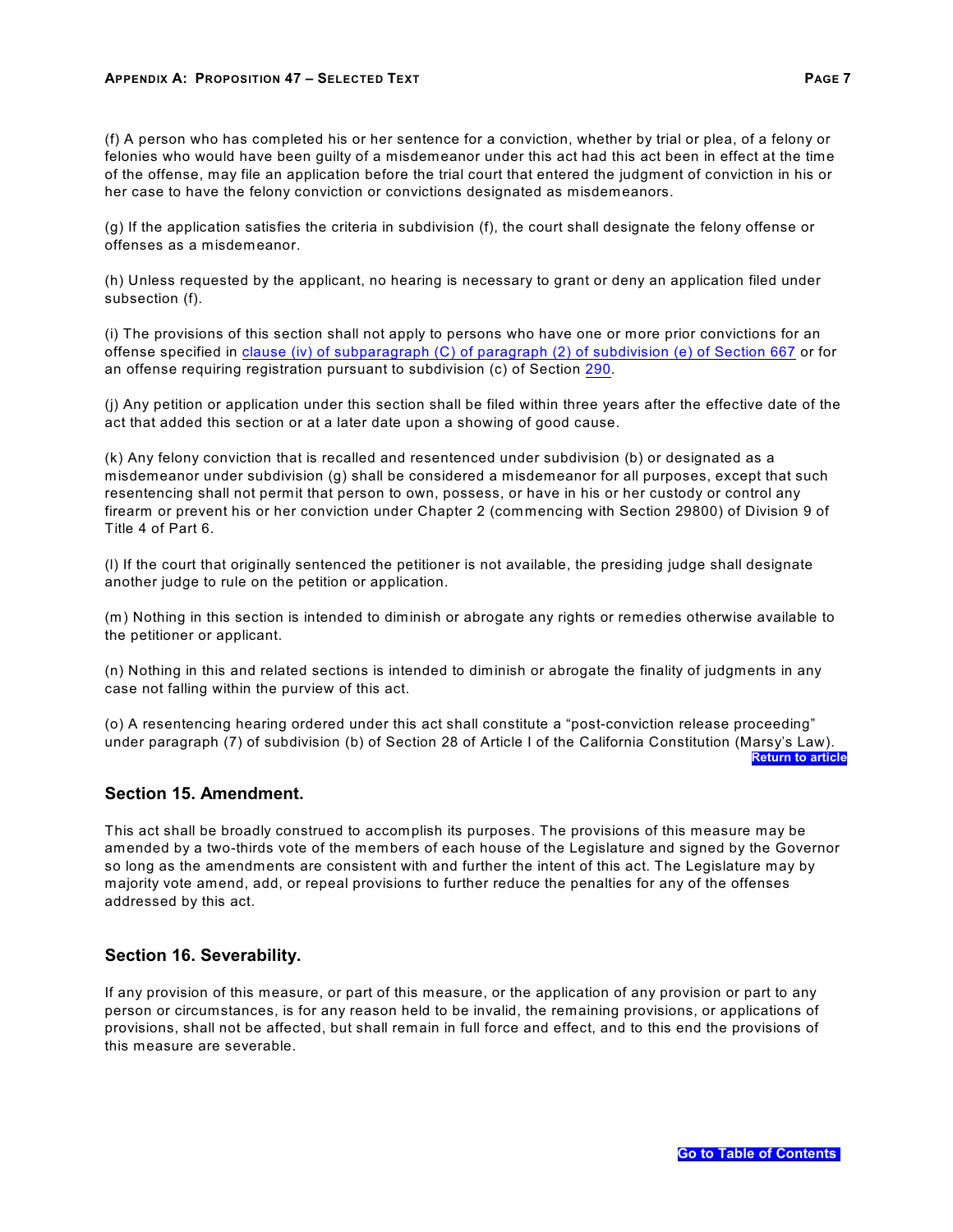(f) A person who has completed his or her sentence for a conviction, whether by trial or plea, of a felony or felonies who would have been guilty of a misdemeanor under this act had this act been in effect at the time of the offense, may file an application before the trial court that entered the judgment of conviction in his or her case to have the felony conviction or convictions designated as misdemeanors.

(g) If the application satisfies the criteria in subdivision (f), the court shall designate the felony offense or offenses as a misdemeanor.

(h) Unless requested by the applicant, no hearing is necessary to grant or deny an application filed under subsection (f).

(i) The provisions of this section shall not apply to persons who have one or more prior convictions for an offense specified in clause (iv) of subparagraph (C) of paragraph (2) of subdivision (e) of Section 667 or for an offense requiring registration pursuant to subdivision (c) of Section 290.

(j) Any petition or application under this section shall be filed within three years after the effective date of the act that added this section or at a later date upon a showing of good cause.

(k) Any felony conviction that is recalled and resentenced under subdivision (b) or designated as a misdemeanor under subdivision (g) shall be considered a misdemeanor for all purposes, except that such resentencing shall not permit that person to own, possess, or have in his or her custody or control any firearm or prevent his or her conviction under Chapter 2 (commencing with Section 29800) of Division 9 of Title 4 of Part 6.

(l) If the court that originally sentenced the petitioner is not available, the presiding judge shall designate another judge to rule on the petition or application.

(m) Nothing in this section is intended to diminish or abrogate any rights or remedies otherwise available to the petitioner or applicant.

(n) Nothing in this and related sections is intended to diminish or abrogate the finality of judgments in any case not falling within the purview of this act.

(o) A resentencing hearing ordered under this act shall constitute a "post-conviction release proceeding" under paragraph (7) of subdivision (b) of Section 28 of Article I of the California Constitution (Marsy's Law).

## Section 15. Amendment.

This act shall be broadly construed to accomplish its purposes. The provisions of this measure may be amended by a two-thirds vote of the members of each house of the Legislature and signed by the Governor so long as the amendments are consistent with and further the intent of this act. The Legislature may by majority vote amend, add, or repeal provisions to further reduce the penalties for any of the offenses addressed by this act.

## Section 16. Severability.

If any provision of this measure, or part of this measure, or the application of any provision or part to any person or circumstances, is for any reason held to be invalid, the remaining provisions, or applications of provisions, shall not be affected, but shall remain in full force and effect, and to this end the provisions of this measure are severable.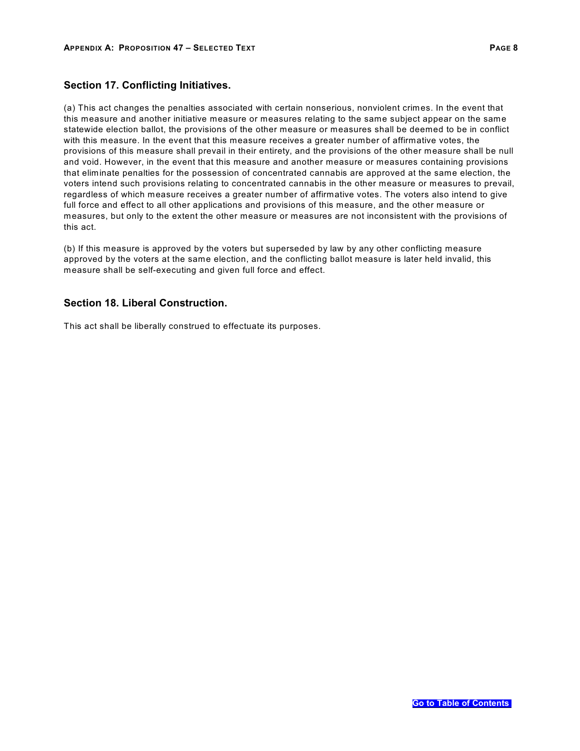## Section 17. Conflicting Initiatives.

(a) This act changes the penalties associated with certain nonserious, nonviolent crimes. In the event that this measure and another initiative measure or measures relating to the same subject appear on the same statewide election ballot, the provisions of the other measure or measures shall be deemed to be in conflict with this measure. In the event that this measure receives a greater number of affirmative votes, the provisions of this measure shall prevail in their entirety, and the provisions of the other measure shall be null and void. However, in the event that this measure and another measure or measures containing provisions that eliminate penalties for the possession of concentrated cannabis are approved at the same election, the voters intend such provisions relating to concentrated cannabis in the other measure or measures to prevail, regardless of which measure receives a greater number of affirmative votes. The voters also intend to give full force and effect to all other applications and provisions of this measure, and the other measure or measures, but only to the extent the other measure or measures are not inconsistent with the provisions of this act.

(b) If this measure is approved by the voters but superseded by law by any other conflicting measure approved by the voters at the same election, and the conflicting ballot measure is later held invalid, this measure shall be self-executing and given full force and effect.

## Section 18. Liberal Construction.

This act shall be liberally construed to effectuate its purposes.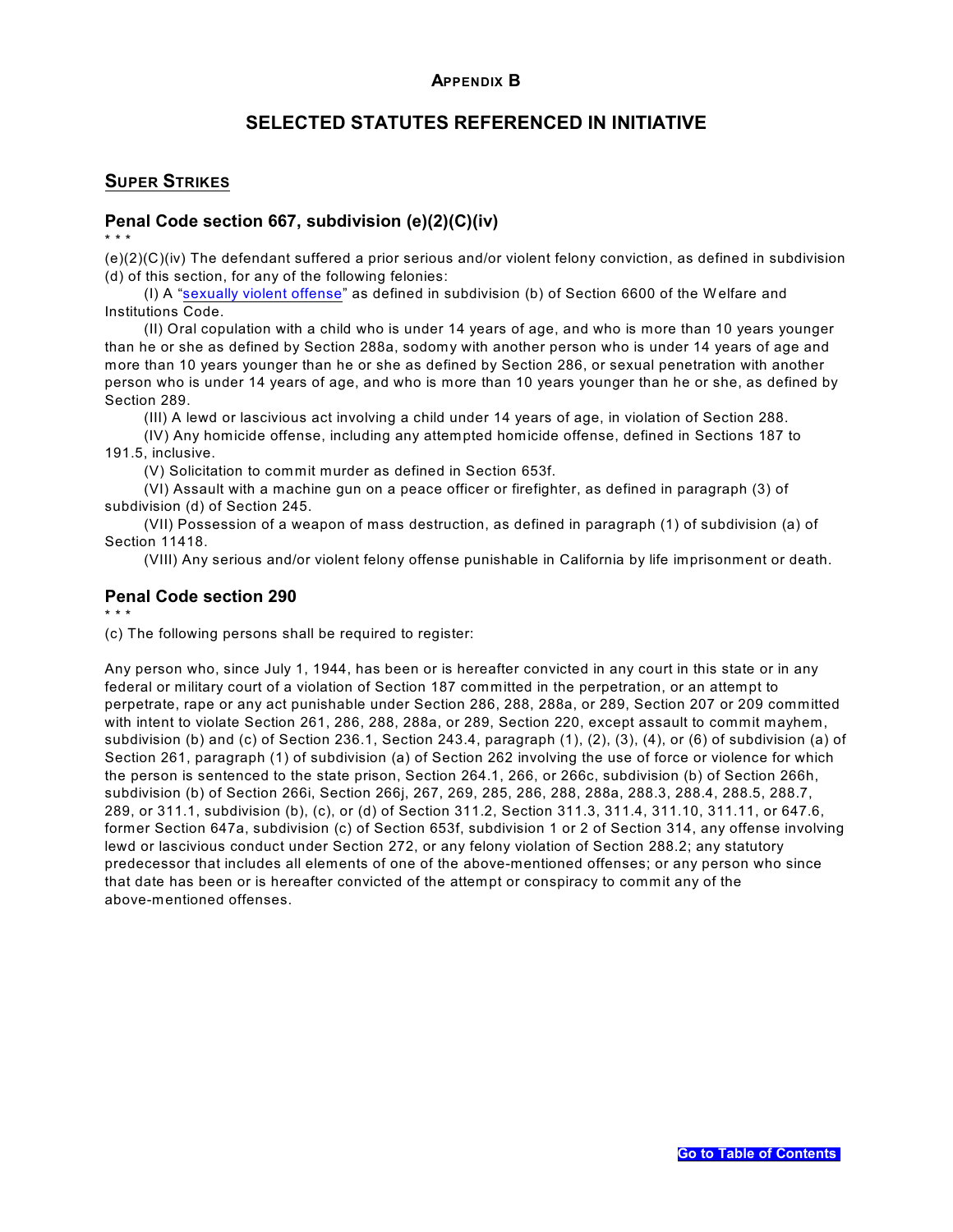# Appendix B

## SELECTED STATUTES REFERENCED IN INITIATIVE

### Super Strikes

#### Penal Code section 667, subdivision (e)(2)(C)(iv)

* * *

(e)(2)(C)(iv) The defendant suffered a prior serious and/or violent felony conviction, as defined in subdivision (d) of this section, for any of the following felonies:

(I) A "sexually violent offense" as defined in subdivision (b) of Section 6600 of the Welfare and Institutions Code.

(II) Oral copulation with a child who is under 14 years of age, and who is more than 10 years younger than he or she as defined by Section 288a, sodomy with another person who is under 14 years of age and more than 10 years younger than he or she as defined by Section 286, or sexual penetration with another person who is under 14 years of age, and who is more than 10 years younger than he or she, as defined by Section 289.

(III) A lewd or lascivious act involving a child under 14 years of age, in violation of Section 288.

(IV) Any homicide offense, including any attempted homicide offense, defined in Sections 187 to 191.5, inclusive.

(V) Solicitation to commit murder as defined in Section 653f.

(VI) Assault with a machine gun on a peace officer or firefighter, as defined in paragraph (3) of subdivision (d) of Section 245.

(VII) Possession of a weapon of mass destruction, as defined in paragraph (1) of subdivision (a) of Section 11418.

(VIII) Any serious and/or violent felony offense punishable in California by life imprisonment or death.

#### Penal Code section 290

* * *

(c) The following persons shall be required to register:

Any person who, since July 1, 1944, has been or is hereafter convicted in any court in this state or in any federal or military court of a violation of Section 187 committed in the perpetration, or an attempt to perpetrate, rape or any act punishable under Section 286, 288, 288a, or 289, Section 207 or 209 committed with intent to violate Section 261, 286, 288, 288a, or 289, Section 220, except assault to commit mayhem, subdivision (b) and (c) of Section 236.1, Section 243.4, paragraph (1), (2), (3), (4), or (6) of subdivision (a) of Section 261, paragraph (1) of subdivision (a) of Section 262 involving the use of force or violence for which the person is sentenced to the state prison, Section 264.1, 266, or 266c, subdivision (b) of Section 266h, subdivision (b) of Section 266i, Section 266j, 267, 269, 285, 286, 288, 288a, 288.3, 288.4, 288.5, 288.7, 289, or 311.1, subdivision (b), (c), or (d) of Section 311.2, Section 311.3, 311.4, 311.10, 311.11, or 647.6, former Section 647a, subdivision (c) of Section 653f, subdivision 1 or 2 of Section 314, any offense involving lewd or lascivious conduct under Section 272, or any felony violation of Section 288.2; any statutory predecessor that includes all elements of one of the above-mentioned offenses; or any person who since that date has been or is hereafter convicted of the attempt or conspiracy to commit any of the above-mentioned offenses.

Go to Table of Contents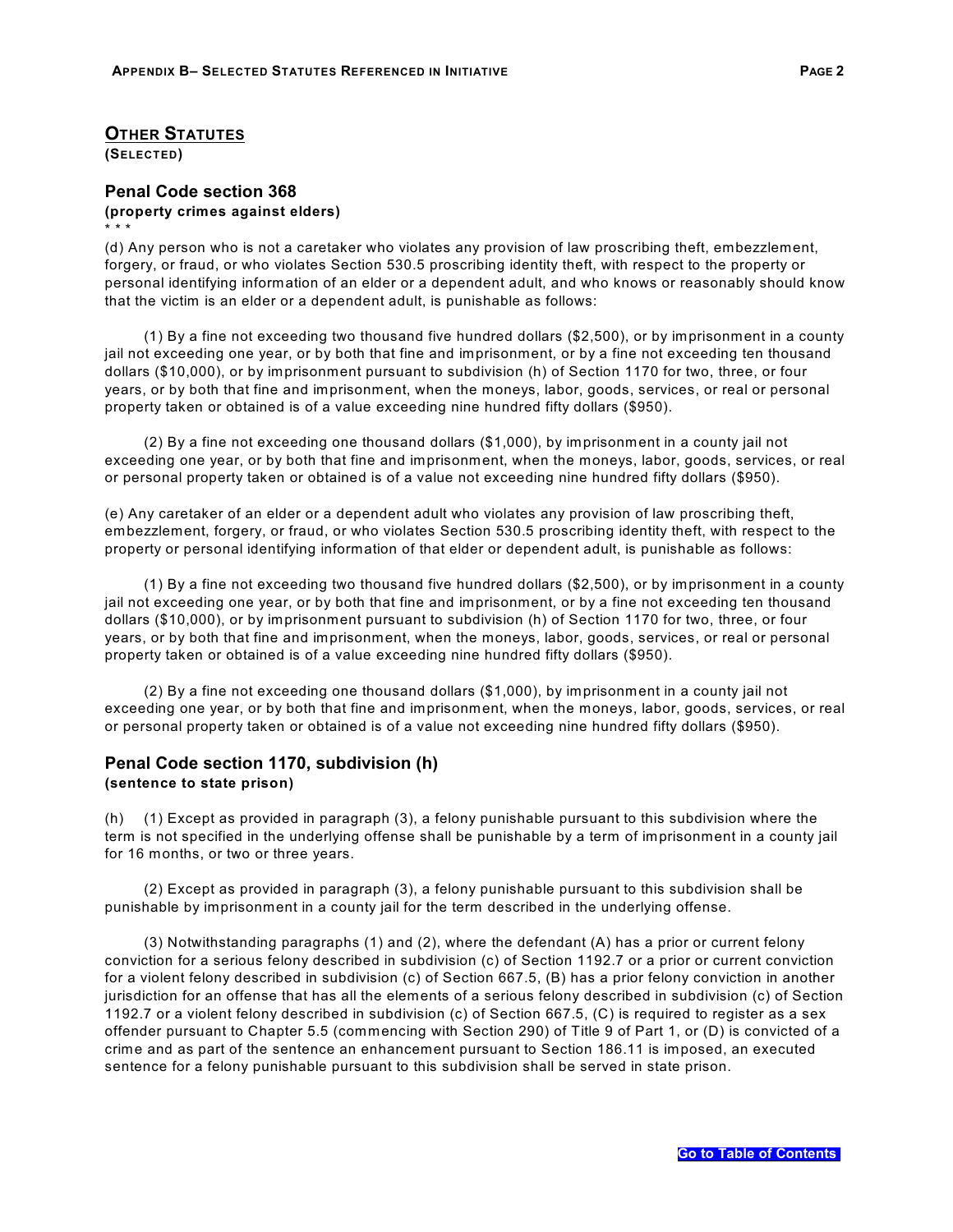## OTHER STATUTES

**(SELECTED)**

### Penal Code section 368

**(property crimes against elders)**

* * *

(d) Any person who is not a caretaker who violates any provision of law proscribing theft, embezzlement, forgery, or fraud, or who violates Section 530.5 proscribing identity theft, with respect to the property or personal identifying information of an elder or a dependent adult, and who knows or reasonably should know that the victim is an elder or a dependent adult, is punishable as follows:

(1) By a fine not exceeding two thousand five hundred dollars ($2,500), or by imprisonment in a county jail not exceeding one year, or by both that fine and imprisonment, or by a fine not exceeding ten thousand dollars ($10,000), or by imprisonment pursuant to subdivision (h) of Section 1170 for two, three, or four years, or by both that fine and imprisonment, when the moneys, labor, goods, services, or real or personal property taken or obtained is of a value exceeding nine hundred fifty dollars ($950).

(2) By a fine not exceeding one thousand dollars ($1,000), by imprisonment in a county jail not exceeding one year, or by both that fine and imprisonment, when the moneys, labor, goods, services, or real or personal property taken or obtained is of a value not exceeding nine hundred fifty dollars ($950).

(e) Any caretaker of an elder or a dependent adult who violates any provision of law proscribing theft, embezzlement, forgery, or fraud, or who violates Section 530.5 proscribing identity theft, with respect to the property or personal identifying information of that elder or dependent adult, is punishable as follows:

(1) By a fine not exceeding two thousand five hundred dollars ($2,500), or by imprisonment in a county jail not exceeding one year, or by both that fine and imprisonment, or by a fine not exceeding ten thousand dollars ($10,000), or by imprisonment pursuant to subdivision (h) of Section 1170 for two, three, or four years, or by both that fine and imprisonment, when the moneys, labor, goods, services, or real or personal property taken or obtained is of a value exceeding nine hundred fifty dollars ($950).

(2) By a fine not exceeding one thousand dollars ($1,000), by imprisonment in a county jail not exceeding one year, or by both that fine and imprisonment, when the moneys, labor, goods, services, or real or personal property taken or obtained is of a value not exceeding nine hundred fifty dollars ($950).

### Penal Code section 1170, subdivision (h)

**(sentence to state prison)**

(h) (1) Except as provided in paragraph (3), a felony punishable pursuant to this subdivision where the term is not specified in the underlying offense shall be punishable by a term of imprisonment in a county jail for 16 months, or two or three years.

(2) Except as provided in paragraph (3), a felony punishable pursuant to this subdivision shall be punishable by imprisonment in a county jail for the term described in the underlying offense.

(3) Notwithstanding paragraphs (1) and (2), where the defendant (A) has a prior or current felony conviction for a serious felony described in subdivision (c) of Section 1192.7 or a prior or current conviction for a violent felony described in subdivision (c) of Section 667.5, (B) has a prior felony conviction in another jurisdiction for an offense that has all the elements of a serious felony described in subdivision (c) of Section 1192.7 or a violent felony described in subdivision (c) of Section 667.5, (C) is required to register as a sex offender pursuant to Chapter 5.5 (commencing with Section 290) of Title 9 of Part 1, or (D) is convicted of a crime and as part of the sentence an enhancement pursuant to Section 186.11 is imposed, an executed sentence for a felony punishable pursuant to this subdivision shall be served in state prison.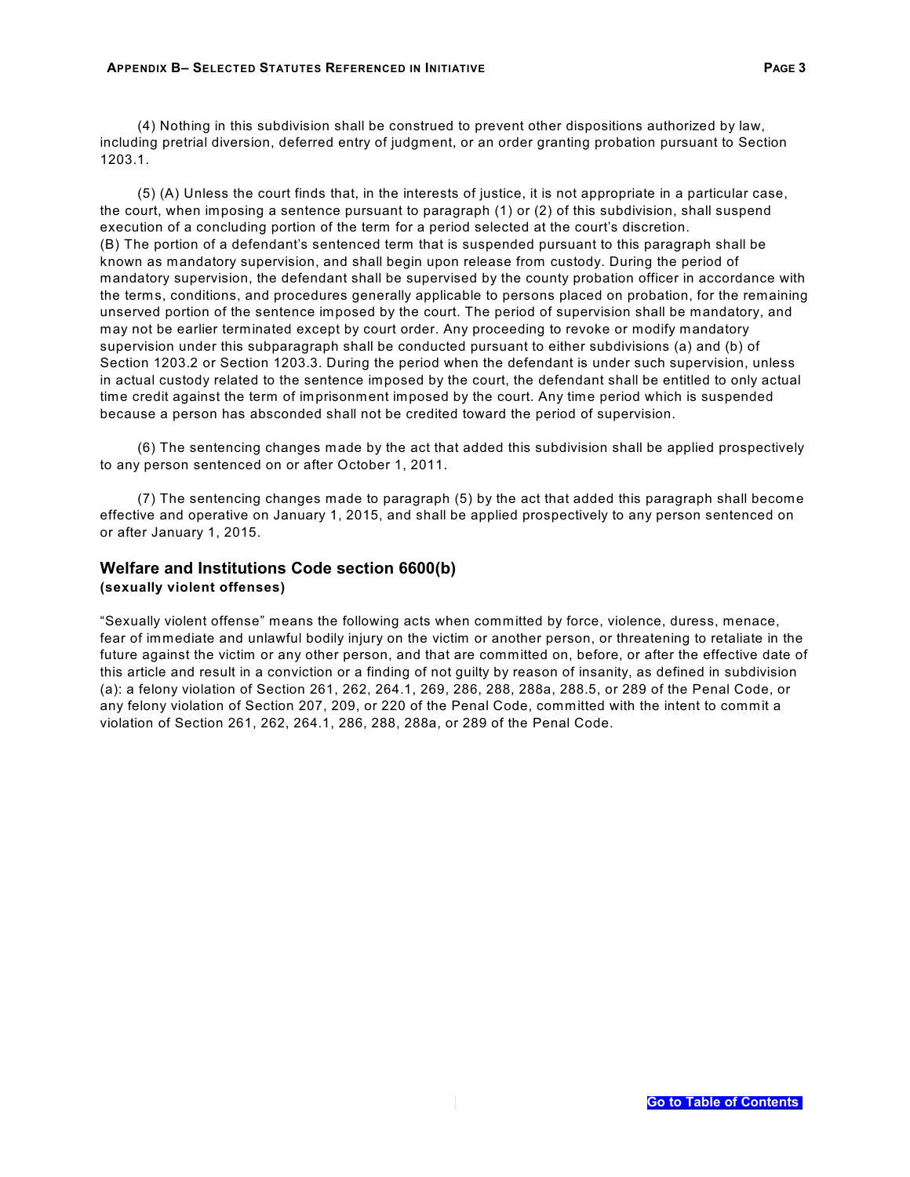(4) Nothing in this subdivision shall be construed to prevent other dispositions authorized by law, including pretrial diversion, deferred entry of judgment, or an order granting probation pursuant to Section 1203.1.

(5) (A) Unless the court finds that, in the interests of justice, it is not appropriate in a particular case, the court, when imposing a sentence pursuant to paragraph (1) or (2) of this subdivision, shall suspend execution of a concluding portion of the term for a period selected at the court's discretion.
(B) The portion of a defendant's sentenced term that is suspended pursuant to this paragraph shall be known as mandatory supervision, and shall begin upon release from custody. During the period of mandatory supervision, the defendant shall be supervised by the county probation officer in accordance with the terms, conditions, and procedures generally applicable to persons placed on probation, for the remaining unserved portion of the sentence imposed by the court. The period of supervision shall be mandatory, and may not be earlier terminated except by court order. Any proceeding to revoke or modify mandatory supervision under this subparagraph shall be conducted pursuant to either subdivisions (a) and (b) of Section 1203.2 or Section 1203.3. During the period when the defendant is under such supervision, unless in actual custody related to the sentence imposed by the court, the defendant shall be entitled to only actual time credit against the term of imprisonment imposed by the court. Any time period which is suspended because a person has absconded shall not be credited toward the period of supervision.

(6) The sentencing changes made by the act that added this subdivision shall be applied prospectively to any person sentenced on or after October 1, 2011.

(7) The sentencing changes made to paragraph (5) by the act that added this paragraph shall become effective and operative on January 1, 2015, and shall be applied prospectively to any person sentenced on or after January 1, 2015.

## Welfare and Institutions Code section 6600(b)
**(sexually violent offenses)**

"Sexually violent offense" means the following acts when committed by force, violence, duress, menace, fear of immediate and unlawful bodily injury on the victim or another person, or threatening to retaliate in the future against the victim or any other person, and that are committed on, before, or after the effective date of this article and result in a conviction or a finding of not guilty by reason of insanity, as defined in subdivision (a): a felony violation of Section 261, 262, 264.1, 269, 286, 288, 288a, 288.5, or 289 of the Penal Code, or any felony violation of Section 207, 209, or 220 of the Penal Code, committed with the intent to commit a violation of Section 261, 262, 264.1, 286, 288, 288a, or 289 of the Penal Code.